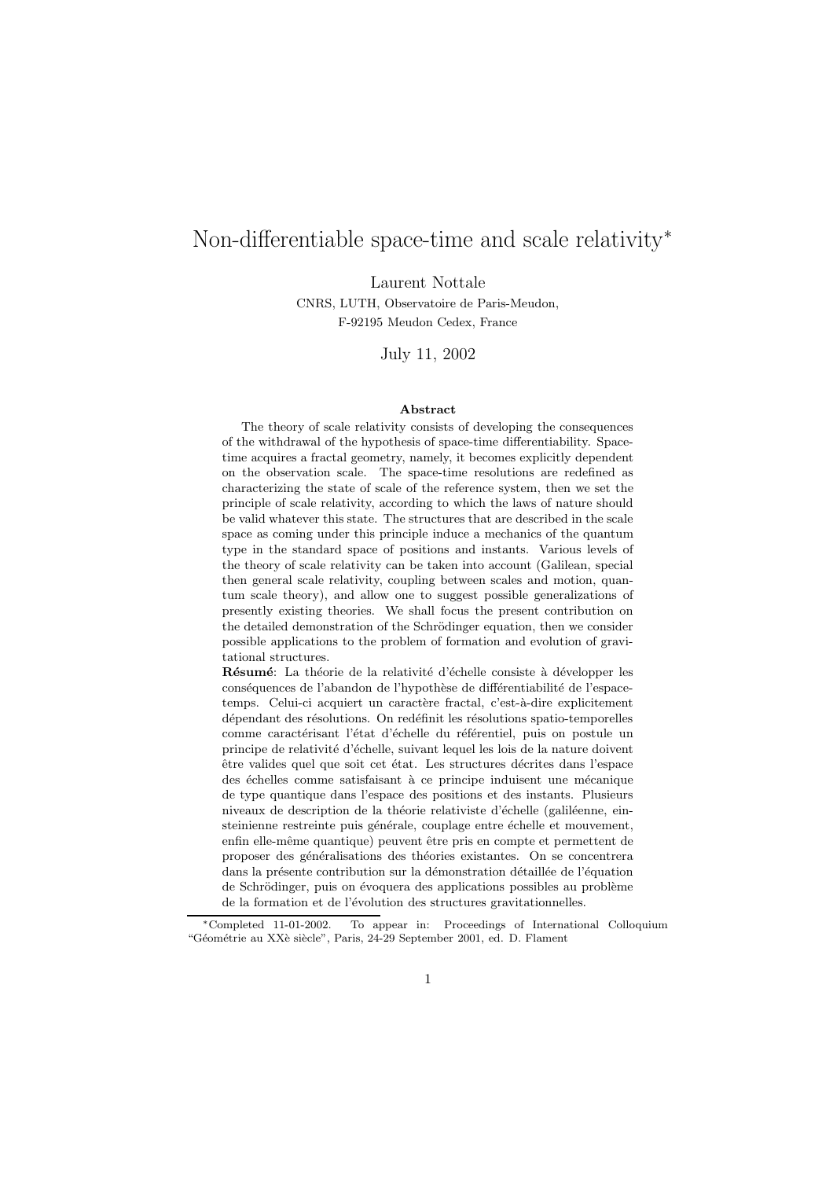# Non-differentiable space-time and scale relativity*

Laurent Nottale

CNRS, LUTH, Observatoire de Paris-Meudon,
F-92195 Meudon Cedex, France

July 11, 2002

### Abstract

The theory of scale relativity consists of developing the consequences of the withdrawal of the hypothesis of space-time differentiability. Space-time acquires a fractal geometry, namely, it becomes explicitly dependent on the observation scale. The space-time resolutions are redefined as characterizing the state of scale of the reference system, then we set the principle of scale relativity, according to which the laws of nature should be valid whatever this state. The structures that are described in the scale space as coming under this principle induce a mechanics of the quantum type in the standard space of positions and instants. Various levels of the theory of scale relativity can be taken into account (Galilean, special then general scale relativity, coupling between scales and motion, quantum scale theory), and allow one to suggest possible generalizations of presently existing theories. We shall focus the present contribution on the detailed demonstration of the Schrödinger equation, then we consider possible applications to the problem of formation and evolution of gravitational structures.

**Résumé**: La théorie de la relativité d'échelle consiste à développer les conséquences de l'abandon de l'hypothèse de différentiabilité de l'espace-temps. Celui-ci acquiert un caractère fractal, c'est-à-dire explicitement dépendant des résolutions. On redéfinit les résolutions spatio-temporelles comme caractérisant l'état d'échelle du référentiel, puis on postule un principe de relativité d'échelle, suivant lequel les lois de la nature doivent être valides quel que soit cet état. Les structures décrites dans l'espace des échelles comme satisfaisant à ce principe induisent une mécanique de type quantique dans l'espace des positions et des instants. Plusieurs niveaux de description de la théorie relativiste d'échelle (galiléenne, einsteinienne restreinte puis générale, couplage entre échelle et mouvement, enfin elle-même quantique) peuvent être pris en compte et permettent de proposer des généralisations des théories existantes. On se concentrera dans la présente contribution sur la démonstration détaillée de l'équation de Schrödinger, puis on évoquera des applications possibles au problème de la formation et de l'évolution des structures gravitationnelles.

*Completed 11-01-2002. To appear in: Proceedings of International Colloquium "Géométrie au XXè siècle", Paris, 24-29 September 2001, ed. D. Flament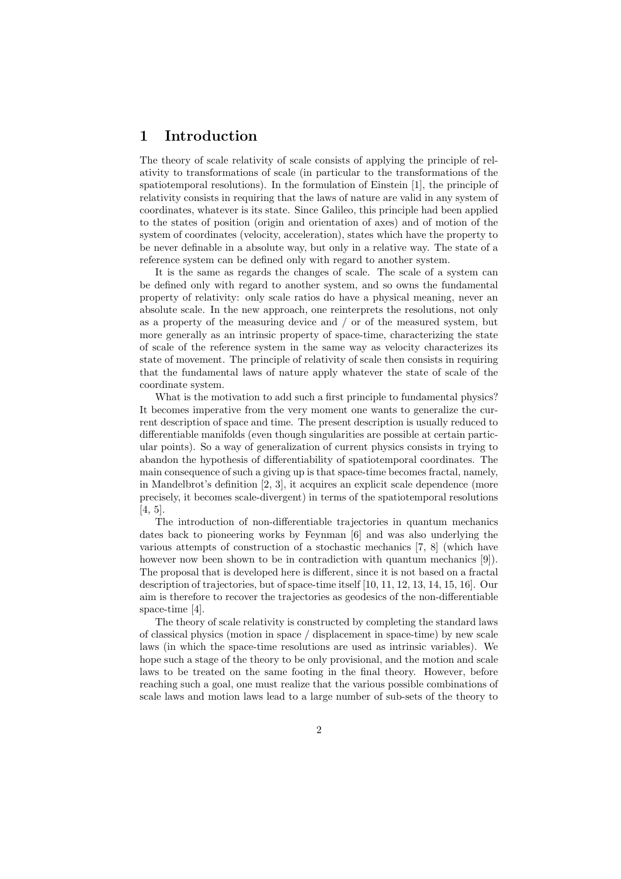# 1 Introduction

The theory of scale relativity of scale consists of applying the principle of relativity to transformations of scale (in particular to the transformations of the spatiotemporal resolutions). In the formulation of Einstein [1], the principle of relativity consists in requiring that the laws of nature are valid in any system of coordinates, whatever is its state. Since Galileo, this principle had been applied to the states of position (origin and orientation of axes) and of motion of the system of coordinates (velocity, acceleration), states which have the property to be never definable in a absolute way, but only in a relative way. The state of a reference system can be defined only with regard to another system.

It is the same as regards the changes of scale. The scale of a system can be defined only with regard to another system, and so owns the fundamental property of relativity: only scale ratios do have a physical meaning, never an absolute scale. In the new approach, one reinterprets the resolutions, not only as a property of the measuring device and / or of the measured system, but more generally as an intrinsic property of space-time, characterizing the state of scale of the reference system in the same way as velocity characterizes its state of movement. The principle of relativity of scale then consists in requiring that the fundamental laws of nature apply whatever the state of scale of the coordinate system.

What is the motivation to add such a first principle to fundamental physics? It becomes imperative from the very moment one wants to generalize the current description of space and time. The present description is usually reduced to differentiable manifolds (even though singularities are possible at certain particular points). So a way of generalization of current physics consists in trying to abandon the hypothesis of differentiability of spatiotemporal coordinates. The main consequence of such a giving up is that space-time becomes fractal, namely, in Mandelbrot's definition [2, 3], it acquires an explicit scale dependence (more precisely, it becomes scale-divergent) in terms of the spatiotemporal resolutions [4, 5].

The introduction of non-differentiable trajectories in quantum mechanics dates back to pioneering works by Feynman [6] and was also underlying the various attempts of construction of a stochastic mechanics [7, 8] (which have however now been shown to be in contradiction with quantum mechanics [9]). The proposal that is developed here is different, since it is not based on a fractal description of trajectories, but of space-time itself [10, 11, 12, 13, 14, 15, 16]. Our aim is therefore to recover the trajectories as geodesics of the non-differentiable space-time [4].

The theory of scale relativity is constructed by completing the standard laws of classical physics (motion in space / displacement in space-time) by new scale laws (in which the space-time resolutions are used as intrinsic variables). We hope such a stage of the theory to be only provisional, and the motion and scale laws to be treated on the same footing in the final theory. However, before reaching such a goal, one must realize that the various possible combinations of scale laws and motion laws lead to a large number of sub-sets of the theory to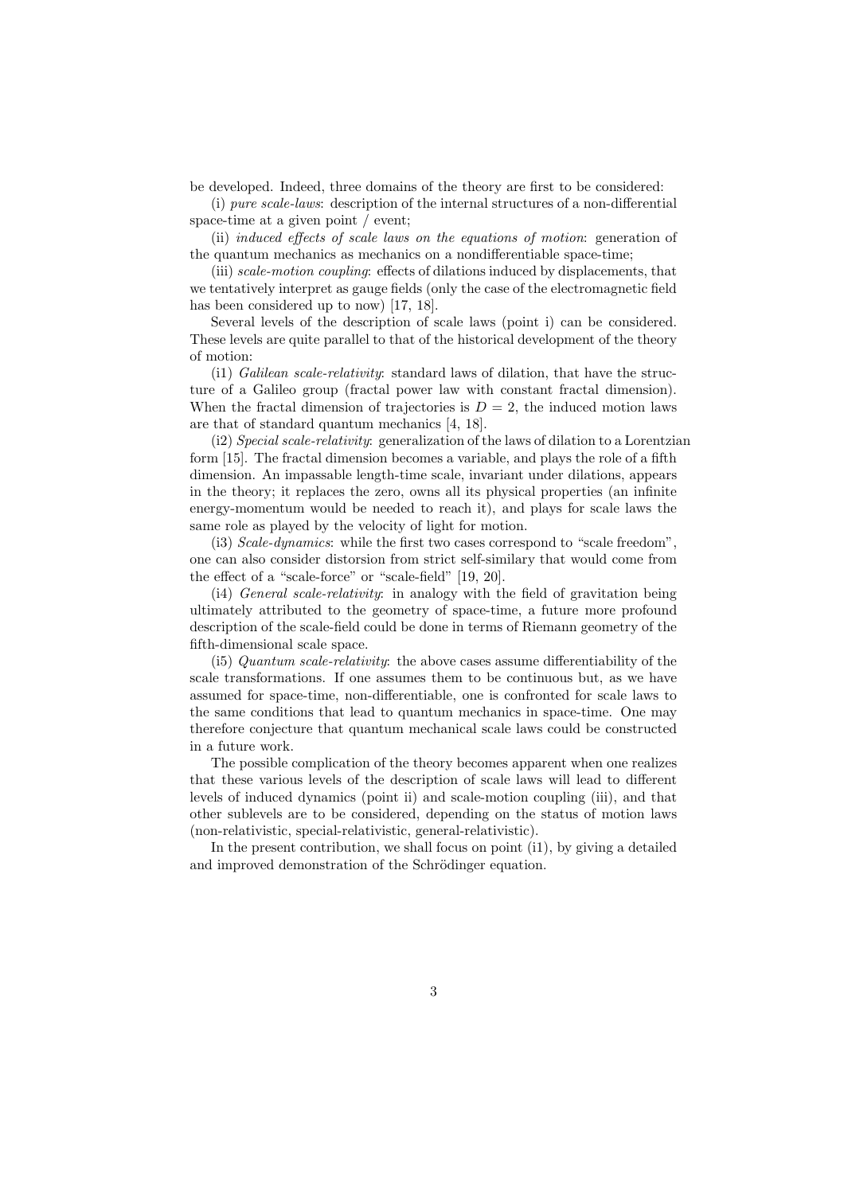be developed. Indeed, three domains of the theory are first to be considered:

(i) *pure scale-laws*: description of the internal structures of a non-differential space-time at a given point / event;

(ii) *induced effects of scale laws on the equations of motion*: generation of the quantum mechanics as mechanics on a nondifferentiable space-time;

(iii) *scale-motion coupling*: effects of dilations induced by displacements, that we tentatively interpret as gauge fields (only the case of the electromagnetic field has been considered up to now) [17, 18].

Several levels of the description of scale laws (point i) can be considered. These levels are quite parallel to that of the historical development of the theory of motion:

(i1) *Galilean scale-relativity*: standard laws of dilation, that have the structure of a Galileo group (fractal power law with constant fractal dimension). When the fractal dimension of trajectories is $D = 2$, the induced motion laws are that of standard quantum mechanics [4, 18].

(i2) *Special scale-relativity*: generalization of the laws of dilation to a Lorentzian form [15]. The fractal dimension becomes a variable, and plays the role of a fifth dimension. An impassable length-time scale, invariant under dilations, appears in the theory; it replaces the zero, owns all its physical properties (an infinite energy-momentum would be needed to reach it), and plays for scale laws the same role as played by the velocity of light for motion.

(i3) *Scale-dynamics*: while the first two cases correspond to "scale freedom", one can also consider distorsion from strict self-similary that would come from the effect of a "scale-force" or "scale-field" [19, 20].

(i4) *General scale-relativity*: in analogy with the field of gravitation being ultimately attributed to the geometry of space-time, a future more profound description of the scale-field could be done in terms of Riemann geometry of the fifth-dimensional scale space.

(i5) *Quantum scale-relativity*: the above cases assume differentiability of the scale transformations. If one assumes them to be continuous but, as we have assumed for space-time, non-differentiable, one is confronted for scale laws to the same conditions that lead to quantum mechanics in space-time. One may therefore conjecture that quantum mechanical scale laws could be constructed in a future work.

The possible complication of the theory becomes apparent when one realizes that these various levels of the description of scale laws will lead to different levels of induced dynamics (point ii) and scale-motion coupling (iii), and that other sublevels are to be considered, depending on the status of motion laws (non-relativistic, special-relativistic, general-relativistic).

In the present contribution, we shall focus on point (i1), by giving a detailed and improved demonstration of the Schrödinger equation.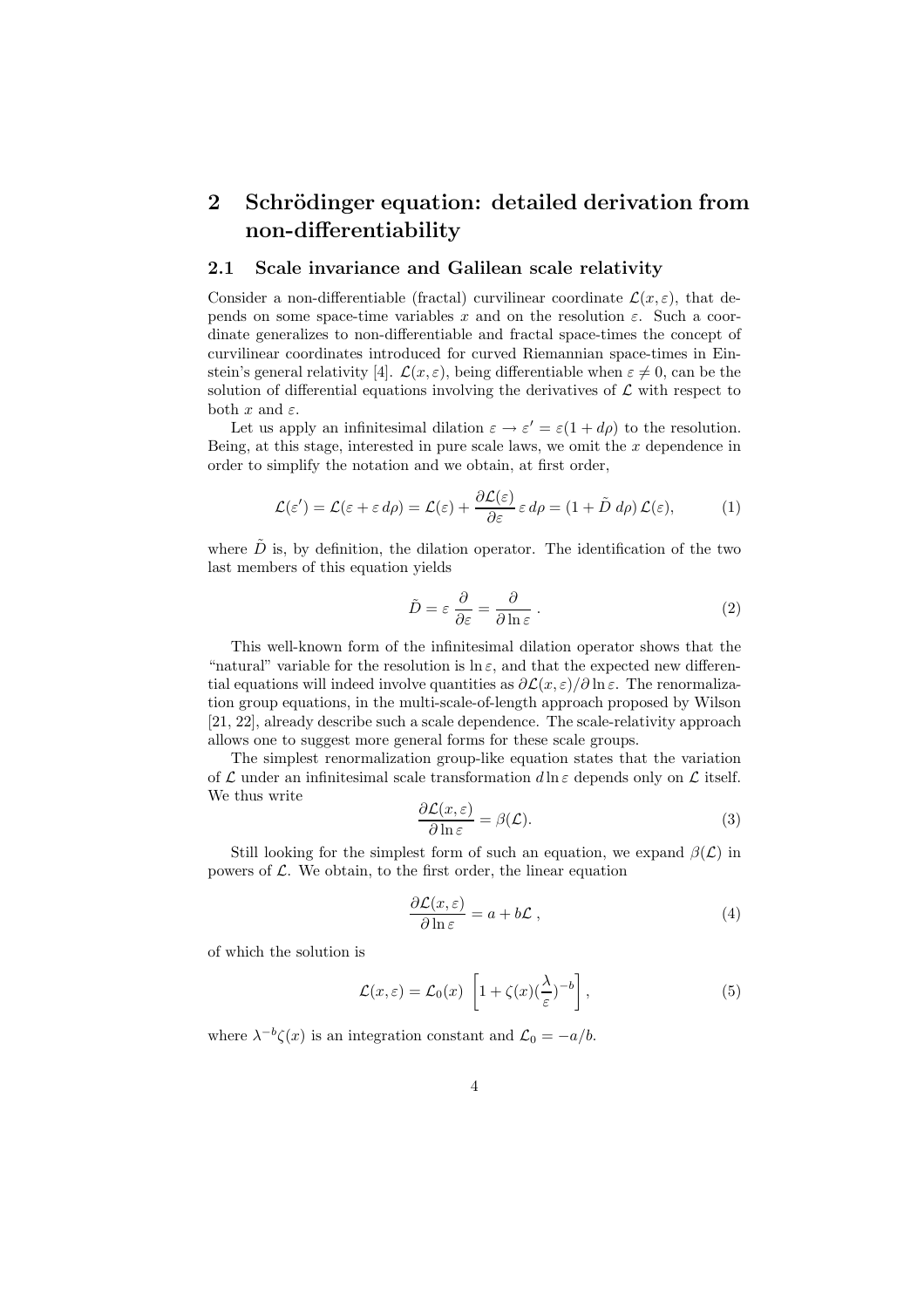# 2 Schrödinger equation: detailed derivation from non-differentiability

## 2.1 Scale invariance and Galilean scale relativity

Consider a non-differentiable (fractal) curvilinear coordinate $\mathcal{L}(x, \varepsilon)$, that depends on some space-time variables $x$ and on the resolution $\varepsilon$. Such a coordinate generalizes to non-differentiable and fractal space-times the concept of curvilinear coordinates introduced for curved Riemannian space-times in Einstein's general relativity [4]. $\mathcal{L}(x, \varepsilon)$, being differentiable when $\varepsilon \neq 0$, can be the solution of differential equations involving the derivatives of $\mathcal{L}$ with respect to both $x$ and $\varepsilon$.

Let us apply an infinitesimal dilation $\varepsilon \to \varepsilon' = \varepsilon(1 + d\rho)$ to the resolution. Being, at this stage, interested in pure scale laws, we omit the $x$ dependence in order to simplify the notation and we obtain, at first order,

$$\mathcal{L}(\varepsilon') = \mathcal{L}(\varepsilon + \varepsilon\, d\rho) = \mathcal{L}(\varepsilon) + \frac{\partial \mathcal{L}(\varepsilon)}{\partial \varepsilon}\, \varepsilon\, d\rho = (1 + \tilde{D}\, d\rho)\, \mathcal{L}(\varepsilon), \tag{1}$$

where $\tilde{D}$ is, by definition, the dilation operator. The identification of the two last members of this equation yields

$$\tilde{D} = \varepsilon \frac{\partial}{\partial \varepsilon} = \frac{\partial}{\partial \ln \varepsilon} \; . \tag{2}$$

This well-known form of the infinitesimal dilation operator shows that the "natural" variable for the resolution is $\ln \varepsilon$, and that the expected new differential equations will indeed involve quantities as $\partial \mathcal{L}(x, \varepsilon)/\partial \ln \varepsilon$. The renormalization group equations, in the multi-scale-of-length approach proposed by Wilson [21, 22], already describe such a scale dependence. The scale-relativity approach allows one to suggest more general forms for these scale groups.

The simplest renormalization group-like equation states that the variation of $\mathcal{L}$ under an infinitesimal scale transformation $d \ln \varepsilon$ depends only on $\mathcal{L}$ itself. We thus write

$$\frac{\partial \mathcal{L}(x, \varepsilon)}{\partial \ln \varepsilon} = \beta(\mathcal{L}). \tag{3}$$

Still looking for the simplest form of such an equation, we expand $\beta(\mathcal{L})$ in powers of $\mathcal{L}$. We obtain, to the first order, the linear equation

$$\frac{\partial \mathcal{L}(x, \varepsilon)}{\partial \ln \varepsilon} = a + b\mathcal{L} \; , \tag{4}$$

of which the solution is

$$\mathcal{L}(x, \varepsilon) = \mathcal{L}_0(x) \; \left[ 1 + \zeta(x) (\frac{\lambda}{\varepsilon})^{-b} \right], \tag{5}$$

where $\lambda^{-b} \zeta(x)$ is an integration constant and $\mathcal{L}_0 = -a/b$.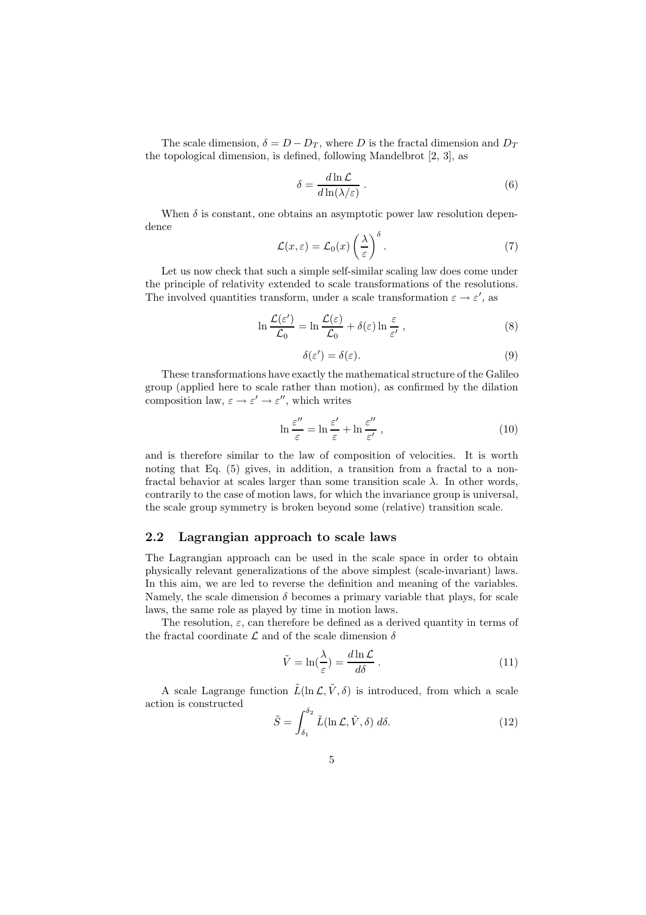The scale dimension, $\delta = D - D_T$, where $D$ is the fractal dimension and $D_T$ the topological dimension, is defined, following Mandelbrot [2, 3], as

$$\delta = \frac{d \ln \mathcal{L}}{d \ln(\lambda/\varepsilon)} \ . \tag{6}$$

When $\delta$ is constant, one obtains an asymptotic power law resolution dependence

$$\mathcal{L}(x, \varepsilon) = \mathcal{L}_0(x) \left( \frac{\lambda}{\varepsilon} \right)^{\delta} . \tag{7}$$

Let us now check that such a simple self-similar scaling law does come under the principle of relativity extended to scale transformations of the resolutions. The involved quantities transform, under a scale transformation $\varepsilon \to \varepsilon'$, as

$$\ln \frac{\mathcal{L}(\varepsilon')}{\mathcal{L}_0} = \ln \frac{\mathcal{L}(\varepsilon)}{\mathcal{L}_0} + \delta(\varepsilon) \ln \frac{\varepsilon}{\varepsilon'} \ , \tag{8}$$

$$\delta(\varepsilon') = \delta(\varepsilon). \tag{9}$$

These transformations have exactly the mathematical structure of the Galileo group (applied here to scale rather than motion), as confirmed by the dilation composition law, $\varepsilon \to \varepsilon' \to \varepsilon''$, which writes

$$\ln \frac{\varepsilon''}{\varepsilon} = \ln \frac{\varepsilon'}{\varepsilon} + \ln \frac{\varepsilon''}{\varepsilon'} \ , \tag{10}$$

and is therefore similar to the law of composition of velocities. It is worth noting that Eq. (5) gives, in addition, a transition from a fractal to a non-fractal behavior at scales larger than some transition scale $\lambda$. In other words, contrarily to the case of motion laws, for which the invariance group is universal, the scale group symmetry is broken beyond some (relative) transition scale.

## 2.2 Lagrangian approach to scale laws

The Lagrangian approach can be used in the scale space in order to obtain physically relevant generalizations of the above simplest (scale-invariant) laws. In this aim, we are led to reverse the definition and meaning of the variables. Namely, the scale dimension $\delta$ becomes a primary variable that plays, for scale laws, the same role as played by time in motion laws.

The resolution, $\varepsilon$, can therefore be defined as a derived quantity in terms of the fractal coordinate $\mathcal{L}$ and of the scale dimension $\delta$

$$\tilde{V} = \ln(\frac{\lambda}{\varepsilon}) = \frac{d \ln \mathcal{L}}{d\delta} \ . \tag{11}$$

A scale Lagrange function $\tilde{L}(\ln \mathcal{L}, \tilde{V}, \delta)$ is introduced, from which a scale action is constructed

$$\tilde{S} = \int_{\delta_1}^{\delta_2} \tilde{L}(\ln \mathcal{L}, \tilde{V}, \delta) \ d\delta. \tag{12}$$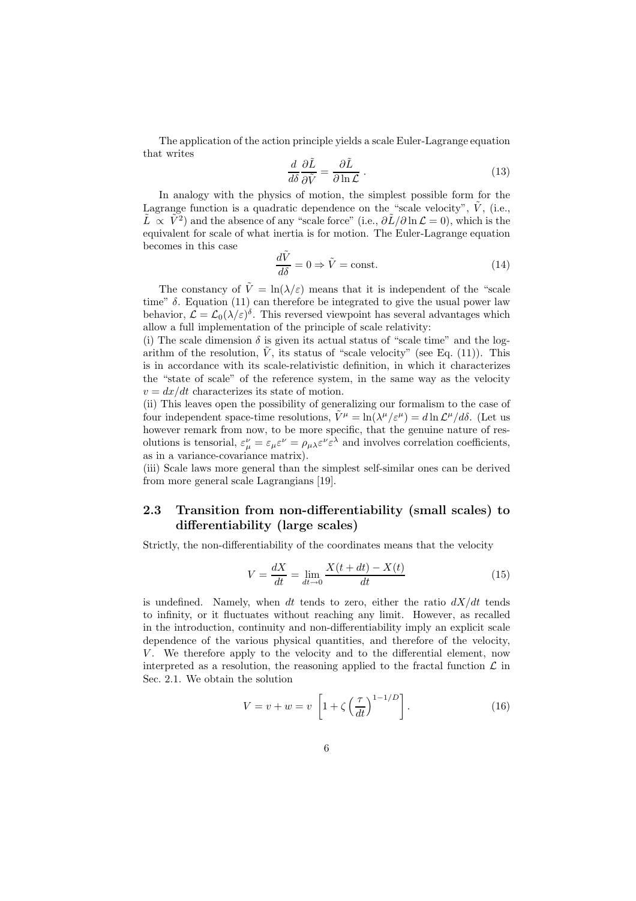The application of the action principle yields a scale Euler-Lagrange equation that writes

$$\frac{d}{d\delta} \frac{\partial \tilde{L}}{\partial \tilde{V}} = \frac{\partial \tilde{L}}{\partial \ln \mathcal{L}} \; . \tag{13}$$

In analogy with the physics of motion, the simplest possible form for the Lagrange function is a quadratic dependence on the "scale velocity", $\tilde{V}$, (i.e., $\tilde{L} \propto \tilde{V}^2$) and the absence of any "scale force" (i.e., $\partial \tilde{L}/\partial \ln \mathcal{L} = 0$), which is the equivalent for scale of what inertia is for motion. The Euler-Lagrange equation becomes in this case

$$\frac{d\tilde{V}}{d\delta} = 0 \Rightarrow \tilde{V} = \text{const.} \tag{14}$$

The constancy of $\tilde{V} = \ln(\lambda/\varepsilon)$ means that it is independent of the "scale time" $\delta$. Equation (11) can therefore be integrated to give the usual power law behavior, $\mathcal{L} = \mathcal{L}_0(\lambda/\varepsilon)^{\delta}$. This reversed viewpoint has several advantages which allow a full implementation of the principle of scale relativity:

(i) The scale dimension $\delta$ is given its actual status of "scale time" and the logarithm of the resolution, $\tilde{V}$, its status of "scale velocity" (see Eq. (11)). This is in accordance with its scale-relativistic definition, in which it characterizes the "state of scale" of the reference system, in the same way as the velocity $v = dx/dt$ characterizes its state of motion.

(ii) This leaves open the possibility of generalizing our formalism to the case of four independent space-time resolutions, $\tilde{V}^{\mu} = \ln(\lambda^{\mu}/\varepsilon^{\mu}) = d \ln \mathcal{L}^{\mu}/d\delta$. (Let us however remark from now, to be more specific, that the genuine nature of resolutions is tensorial, $\varepsilon_{\mu}^{\nu} = \varepsilon_{\mu}\varepsilon^{\nu} = \rho_{\mu\lambda}\varepsilon^{\nu}\varepsilon^{\lambda}$ and involves correlation coefficients, as in a variance-covariance matrix).

(iii) Scale laws more general than the simplest self-similar ones can be derived from more general scale Lagrangians [19].

## 2.3 Transition from non-differentiability (small scales) to differentiability (large scales)

Strictly, the non-differentiability of the coordinates means that the velocity

$$V = \frac{dX}{dt} = \lim_{dt \to 0} \frac{X(t+dt) - X(t)}{dt} \tag{15}$$

is undefined. Namely, when $dt$ tends to zero, either the ratio $dX/dt$ tends to infinity, or it fluctuates without reaching any limit. However, as recalled in the introduction, continuity and non-differentiability imply an explicit scale dependence of the various physical quantities, and therefore of the velocity, $V$. We therefore apply to the velocity and to the differential element, now interpreted as a resolution, the reasoning applied to the fractal function $\mathcal{L}$ in Sec. 2.1. We obtain the solution

$$V = v + w = v \, \left[ 1 + \zeta \left( \frac{\tau}{dt} \right)^{1 - 1/D} \right]. \tag{16}$$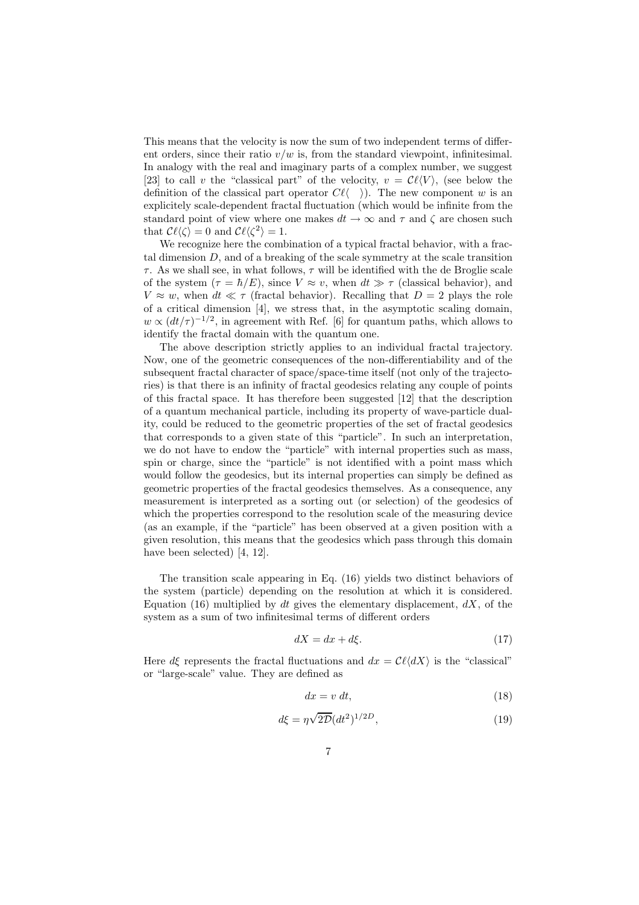This means that the velocity is now the sum of two independent terms of different orders, since their ratio $v/w$ is, from the standard viewpoint, infinitesimal. In analogy with the real and imaginary parts of a complex number, we suggest [23] to call $v$ the "classical part" of the velocity, $v = \mathcal{C}\ell\langle V\rangle$, (see below the definition of the classical part operator $C\ell\langle\ \ \rangle$). The new component $w$ is an explicitely scale-dependent fractal fluctuation (which would be infinite from the standard point of view where one makes $dt \to \infty$ and $\tau$ and $\zeta$ are chosen such that $\mathcal{C}\ell\langle\zeta\rangle = 0$ and $\mathcal{C}\ell\langle\zeta^2\rangle = 1$.

We recognize here the combination of a typical fractal behavior, with a fractal dimension $D$, and of a breaking of the scale symmetry at the scale transition $\tau$. As we shall see, in what follows, $\tau$ will be identified with the de Broglie scale of the system ($\tau = \hbar/E$), since $V \approx v$, when $dt \gg \tau$ (classical behavior), and $V \approx w$, when $dt \ll \tau$ (fractal behavior). Recalling that $D = 2$ plays the role of a critical dimension [4], we stress that, in the asymptotic scaling domain, $w \propto (dt/\tau)^{-1/2}$, in agreement with Ref. [6] for quantum paths, which allows to identify the fractal domain with the quantum one.

The above description strictly applies to an individual fractal trajectory. Now, one of the geometric consequences of the non-differentiability and of the subsequent fractal character of space/space-time itself (not only of the trajectories) is that there is an infinity of fractal geodesics relating any couple of points of this fractal space. It has therefore been suggested [12] that the description of a quantum mechanical particle, including its property of wave-particle duality, could be reduced to the geometric properties of the set of fractal geodesics that corresponds to a given state of this "particle". In such an interpretation, we do not have to endow the "particle" with internal properties such as mass, spin or charge, since the "particle" is not identified with a point mass which would follow the geodesics, but its internal properties can simply be defined as geometric properties of the fractal geodesics themselves. As a consequence, any measurement is interpreted as a sorting out (or selection) of the geodesics of which the properties correspond to the resolution scale of the measuring device (as an example, if the "particle" has been observed at a given position with a given resolution, this means that the geodesics which pass through this domain have been selected) [4, 12].

The transition scale appearing in Eq. (16) yields two distinct behaviors of the system (particle) depending on the resolution at which it is considered. Equation (16) multiplied by $dt$ gives the elementary displacement, $dX$, of the system as a sum of two infinitesimal terms of different orders

$$dX = dx + d\xi. \tag{17}$$

Here $d\xi$ represents the fractal fluctuations and $dx = \mathcal{C}\ell\langle dX\rangle$ is the "classical" or "large-scale" value. They are defined as

$$dx = v\ dt, \tag{18}$$

$$d\xi = \eta\sqrt{2\mathcal{D}}(dt^2)^{1/2D}, \tag{19}$$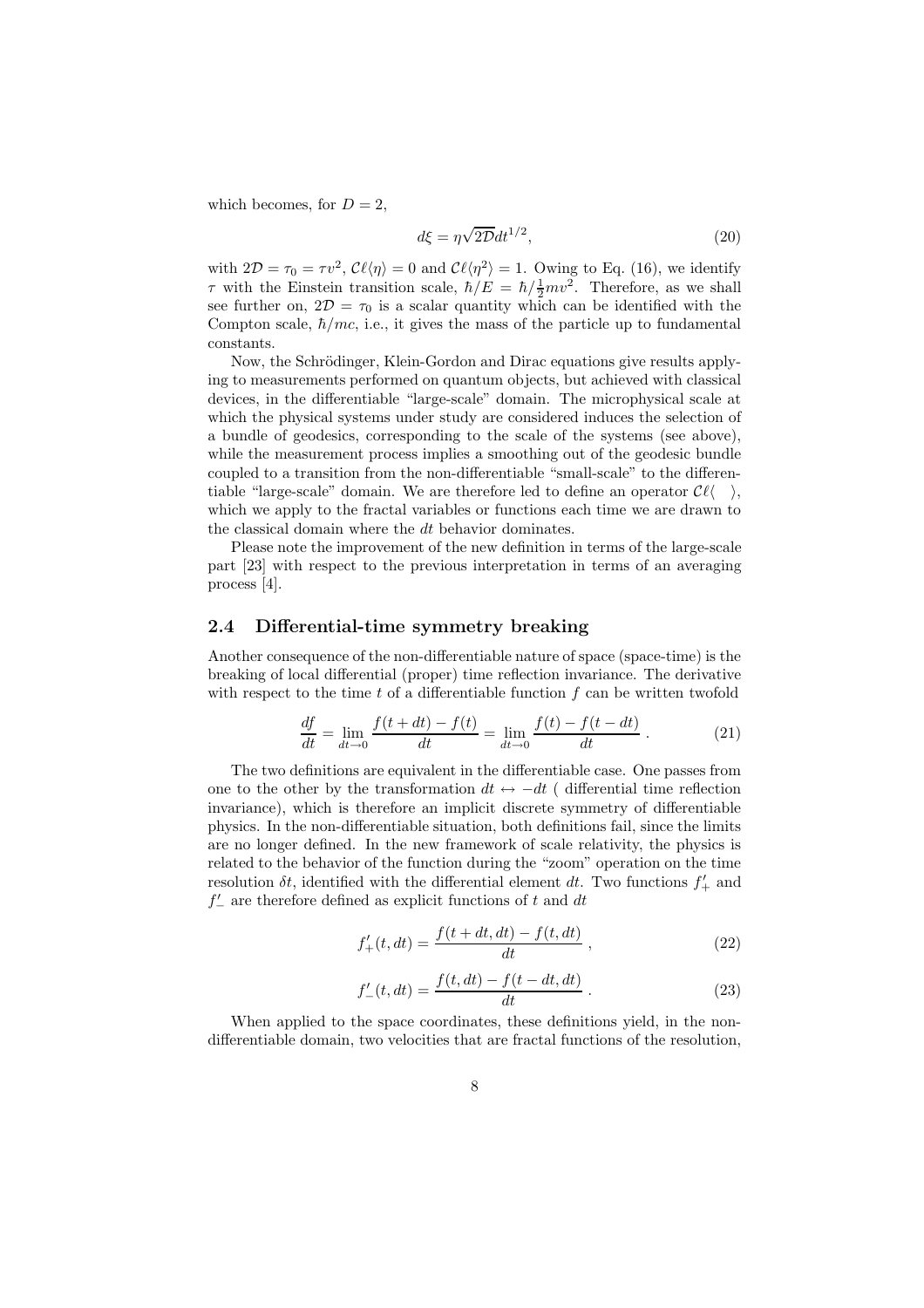which becomes, for $D = 2$,

$$d\xi = \eta\sqrt{2\mathcal{D}}dt^{1/2}, \tag{20}$$

with $2\mathcal{D} = \tau_0 = \tau v^2$, $\mathcal{C}\ell\langle\eta\rangle = 0$ and $\mathcal{C}\ell\langle\eta^2\rangle = 1$. Owing to Eq. (16), we identify $\tau$ with the Einstein transition scale, $\hbar/E = \hbar/\frac{1}{2}mv^2$. Therefore, as we shall see further on, $2\mathcal{D} = \tau_0$ is a scalar quantity which can be identified with the Compton scale, $\hbar/mc$, i.e., it gives the mass of the particle up to fundamental constants.

Now, the Schrödinger, Klein-Gordon and Dirac equations give results applying to measurements performed on quantum objects, but achieved with classical devices, in the differentiable "large-scale" domain. The microphysical scale at which the physical systems under study are considered induces the selection of a bundle of geodesics, corresponding to the scale of the systems (see above), while the measurement process implies a smoothing out of the geodesic bundle coupled to a transition from the non-differentiable "small-scale" to the differentiable "large-scale" domain. We are therefore led to define an operator $\mathcal{C}\ell\langle\ \ \rangle$, which we apply to the fractal variables or functions each time we are drawn to the classical domain where the $dt$ behavior dominates.

Please note the improvement of the new definition in terms of the large-scale part [23] with respect to the previous interpretation in terms of an averaging process [4].

### 2.4 Differential-time symmetry breaking

Another consequence of the non-differentiable nature of space (space-time) is the breaking of local differential (proper) time reflection invariance. The derivative with respect to the time $t$ of a differentiable function $f$ can be written twofold

$$\frac{df}{dt} = \lim_{dt \to 0} \frac{f(t+dt) - f(t)}{dt} = \lim_{dt \to 0} \frac{f(t) - f(t-dt)}{dt} . \tag{21}$$

The two definitions are equivalent in the differentiable case. One passes from one to the other by the transformation $dt \leftrightarrow -dt$ ( differential time reflection invariance), which is therefore an implicit discrete symmetry of differentiable physics. In the non-differentiable situation, both definitions fail, since the limits are no longer defined. In the new framework of scale relativity, the physics is related to the behavior of the function during the "zoom" operation on the time resolution $\delta t$, identified with the differential element $dt$. Two functions $f'_+$ and $f'_-$ are therefore defined as explicit functions of $t$ and $dt$

$$f'_+(t, dt) = \frac{f(t+dt, dt) - f(t, dt)}{dt} , \tag{22}$$

$$f'_-(t, dt) = \frac{f(t, dt) - f(t-dt, dt)}{dt} . \tag{23}$$

When applied to the space coordinates, these definitions yield, in the non-differentiable domain, two velocities that are fractal functions of the resolution,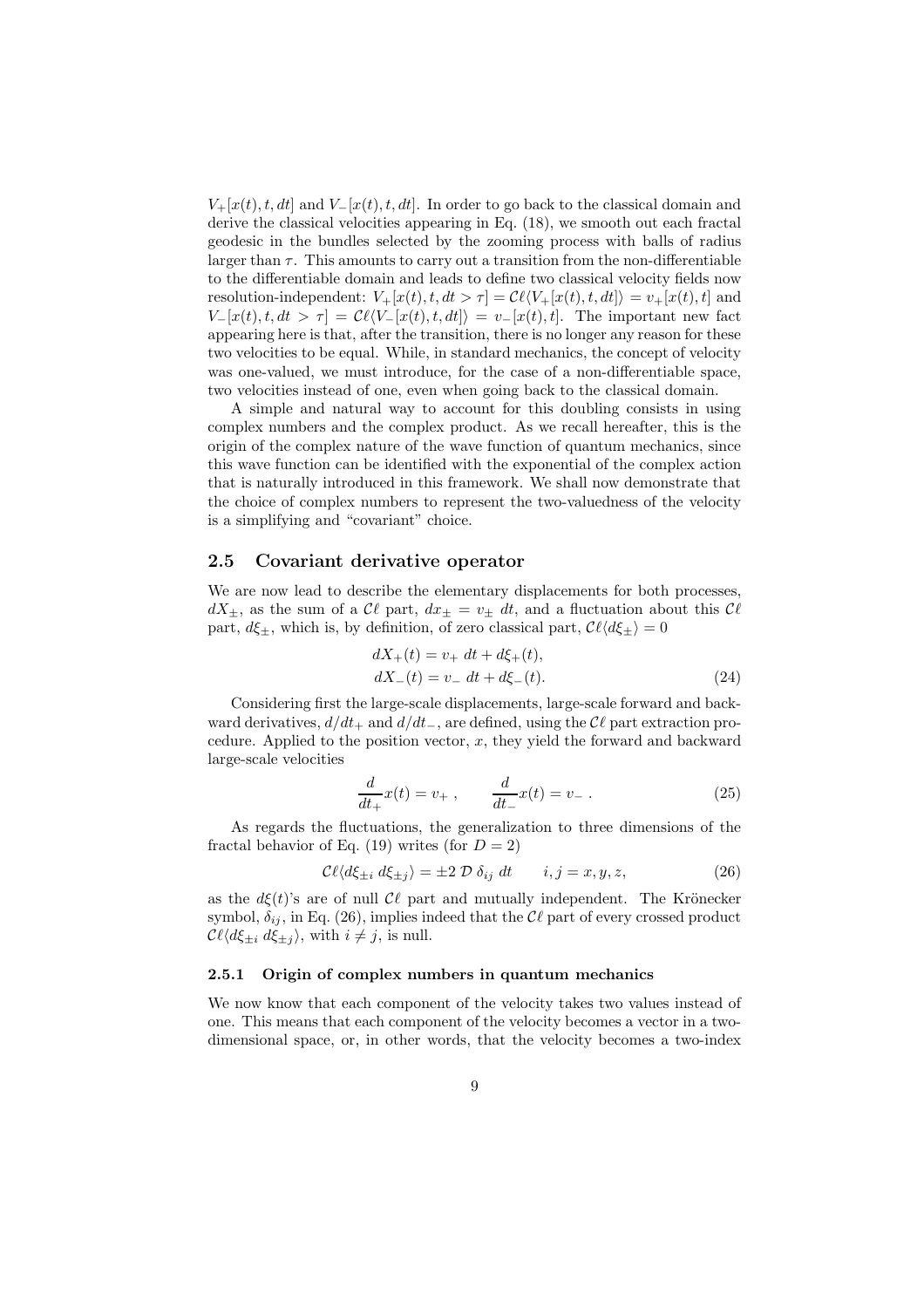$V_+[x(t), t, dt]$ and $V_-[x(t), t, dt]$. In order to go back to the classical domain and derive the classical velocities appearing in Eq. (18), we smooth out each fractal geodesic in the bundles selected by the zooming process with balls of radius larger than $\tau$. This amounts to carry out a transition from the non-differentiable to the differentiable domain and leads to define two classical velocity fields now resolution-independent: $V_+[x(t), t, dt > \tau] = \mathcal{C}\ell\langle V_+[x(t), t, dt]\rangle = v_+[x(t), t]$ and $V_-[x(t), t, dt > \tau] = \mathcal{C}\ell\langle V_-[x(t), t, dt]\rangle = v_-[x(t), t]$. The important new fact appearing here is that, after the transition, there is no longer any reason for these two velocities to be equal. While, in standard mechanics, the concept of velocity was one-valued, we must introduce, for the case of a non-differentiable space, two velocities instead of one, even when going back to the classical domain.

A simple and natural way to account for this doubling consists in using complex numbers and the complex product. As we recall hereafter, this is the origin of the complex nature of the wave function of quantum mechanics, since this wave function can be identified with the exponential of the complex action that is naturally introduced in this framework. We shall now demonstrate that the choice of complex numbers to represent the two-valuedness of the velocity is a simplifying and "covariant" choice.

## 2.5 Covariant derivative operator

We are now lead to describe the elementary displacements for both processes, $dX_\pm$, as the sum of a $\mathcal{C}\ell$ part, $dx_\pm = v_\pm \, dt$, and a fluctuation about this $\mathcal{C}\ell$ part, $d\xi_\pm$, which is, by definition, of zero classical part, $\mathcal{C}\ell\langle d\xi_\pm\rangle = 0$

$$
\begin{aligned}
dX_+(t) &= v_+ \; dt + d\xi_+(t), \\
dX_-(t) &= v_- \; dt + d\xi_-(t).
\end{aligned}
\tag{24}
$$

Considering first the large-scale displacements, large-scale forward and backward derivatives, $d/dt_+$ and $d/dt_-$, are defined, using the $\mathcal{C}\ell$ part extraction procedure. Applied to the position vector, $x$, they yield the forward and backward large-scale velocities

$$
\frac{d}{dt_+}x(t) = v_+ \, , \qquad \frac{d}{dt_-}x(t) = v_- \, . \tag{25}
$$

As regards the fluctuations, the generalization to three dimensions of the fractal behavior of Eq. (19) writes (for $D = 2$)

$$
\mathcal{C}\ell\langle d\xi_{\pm i} \; d\xi_{\pm j}\rangle = \pm 2 \; \mathcal{D} \; \delta_{ij} \; dt \qquad i, j = x, y, z, \tag{26}
$$

as the $d\xi(t)$'s are of null $\mathcal{C}\ell$ part and mutually independent. The Krönecker symbol, $\delta_{ij}$, in Eq. (26), implies indeed that the $\mathcal{C}\ell$ part of every crossed product $\mathcal{C}\ell\langle d\xi_{\pm i} \; d\xi_{\pm j}\rangle$, with $i \neq j$, is null.

### 2.5.1 Origin of complex numbers in quantum mechanics

We now know that each component of the velocity takes two values instead of one. This means that each component of the velocity becomes a vector in a two-dimensional space, or, in other words, that the velocity becomes a two-index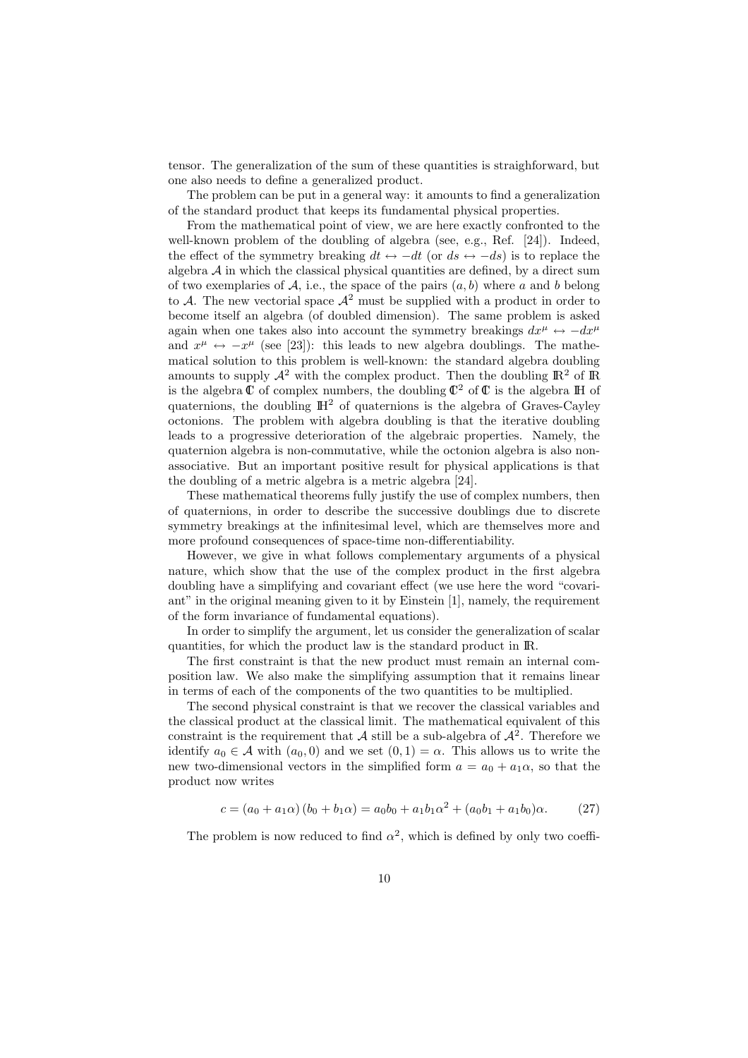tensor. The generalization of the sum of these quantities is straighforward, but one also needs to define a generalized product.

The problem can be put in a general way: it amounts to find a generalization of the standard product that keeps its fundamental physical properties.

From the mathematical point of view, we are here exactly confronted to the well-known problem of the doubling of algebra (see, e.g., Ref. [24]). Indeed, the effect of the symmetry breaking $dt \leftrightarrow -dt$ (or $ds \leftrightarrow -ds$) is to replace the algebra $\mathcal{A}$ in which the classical physical quantities are defined, by a direct sum of two exemplaries of $\mathcal{A}$, i.e., the space of the pairs $(a, b)$ where $a$ and $b$ belong to $\mathcal{A}$. The new vectorial space $\mathcal{A}^2$ must be supplied with a product in order to become itself an algebra (of doubled dimension). The same problem is asked again when one takes also into account the symmetry breakings $dx^\mu \leftrightarrow -dx^\mu$ and $x^\mu \leftrightarrow -x^\mu$ (see [23]): this leads to new algebra doublings. The mathematical solution to this problem is well-known: the standard algebra doubling amounts to supply $\mathcal{A}^2$ with the complex product. Then the doubling $\mathbb{R}^2$ of $\mathbb{R}$ is the algebra $\mathbb{C}$ of complex numbers, the doubling $\mathbb{C}^2$ of $\mathbb{C}$ is the algebra $\mathbb{H}$ of quaternions, the doubling $\mathbb{H}^2$ of quaternions is the algebra of Graves-Cayley octonions. The problem with algebra doubling is that the iterative doubling leads to a progressive deterioration of the algebraic properties. Namely, the quaternion algebra is non-commutative, while the octonion algebra is also non-associative. But an important positive result for physical applications is that the doubling of a metric algebra is a metric algebra [24].

These mathematical theorems fully justify the use of complex numbers, then of quaternions, in order to describe the successive doublings due to discrete symmetry breakings at the infinitesimal level, which are themselves more and more profound consequences of space-time non-differentiability.

However, we give in what follows complementary arguments of a physical nature, which show that the use of the complex product in the first algebra doubling have a simplifying and covariant effect (we use here the word "covariant" in the original meaning given to it by Einstein [1], namely, the requirement of the form invariance of fundamental equations).

In order to simplify the argument, let us consider the generalization of scalar quantities, for which the product law is the standard product in $\mathbb{R}$.

The first constraint is that the new product must remain an internal composition law. We also make the simplifying assumption that it remains linear in terms of each of the components of the two quantities to be multiplied.

The second physical constraint is that we recover the classical variables and the classical product at the classical limit. The mathematical equivalent of this constraint is the requirement that $\mathcal{A}$ still be a sub-algebra of $\mathcal{A}^2$. Therefore we identify $a_0 \in \mathcal{A}$ with $(a_0, 0)$ and we set $(0, 1) = \alpha$. This allows us to write the new two-dimensional vectors in the simplified form $a = a_0 + a_1\alpha$, so that the product now writes

$$c = (a_0 + a_1\alpha)\,(b_0 + b_1\alpha) = a_0b_0 + a_1b_1\alpha^2 + (a_0b_1 + a_1b_0)\alpha. \qquad (27)$$

The problem is now reduced to find $\alpha^2$, which is defined by only two coeffi-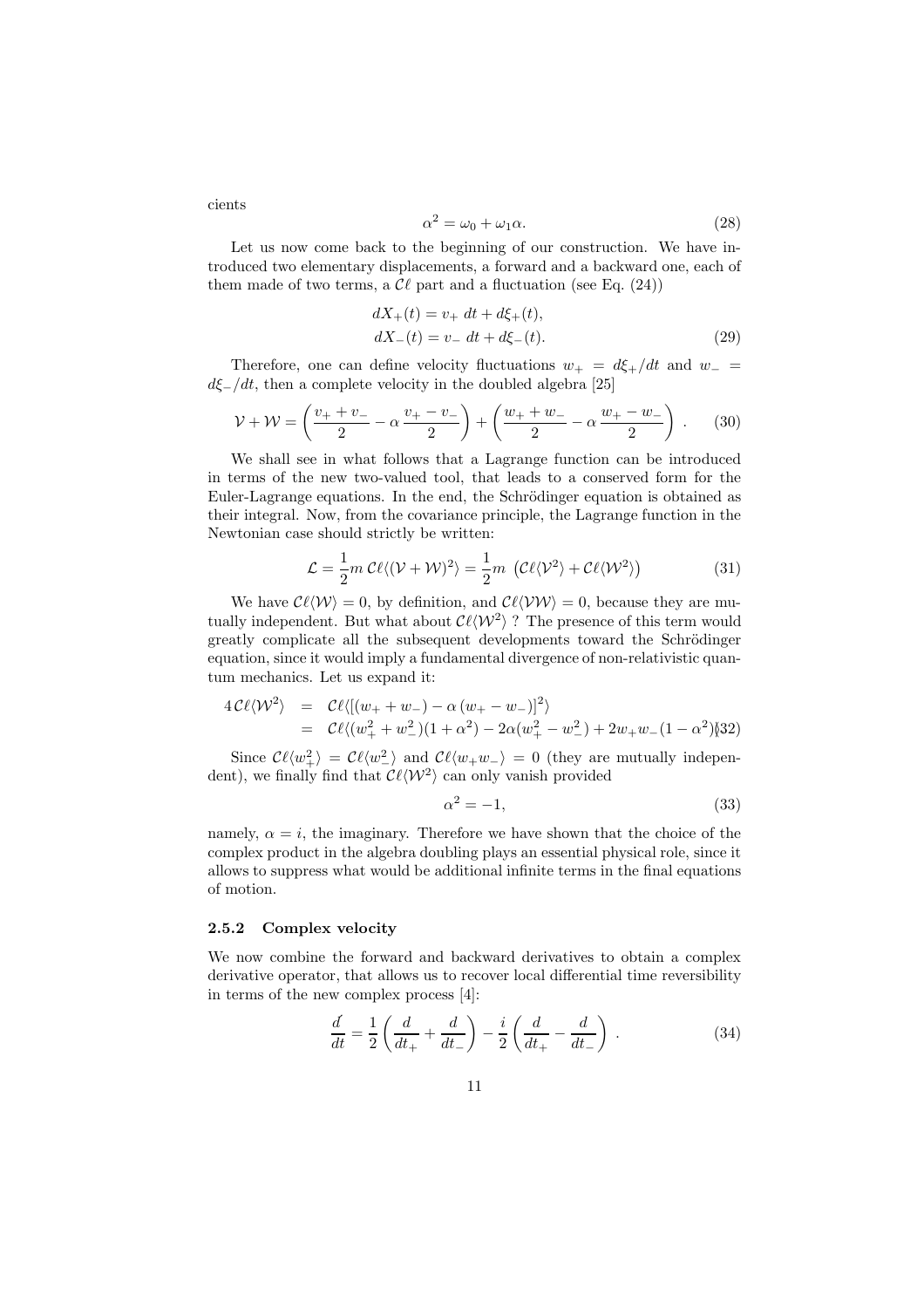cients

$$\alpha^2 = \omega_0 + \omega_1 \alpha. \tag{28}$$

Let us now come back to the beginning of our construction. We have introduced two elementary displacements, a forward and a backward one, each of them made of two terms, a $\mathcal{C}\ell$ part and a fluctuation (see Eq. (24))

$$\begin{aligned} dX_+(t) &= v_+ \; dt + d\xi_+(t), \\ dX_-(t) &= v_- \; dt + d\xi_-(t). \end{aligned} \tag{29}$$

Therefore, one can define velocity fluctuations $w_+ = d\xi_+/dt$ and $w_- = d\xi_-/dt$, then a complete velocity in the doubled algebra [25]

$$\mathcal{V} + \mathcal{W} = \left( \frac{v_+ + v_-}{2} - \alpha \, \frac{v_+ - v_-}{2} \right) + \left( \frac{w_+ + w_-}{2} - \alpha \, \frac{w_+ - w_-}{2} \right) . \tag{30}$$

We shall see in what follows that a Lagrange function can be introduced in terms of the new two-valued tool, that leads to a conserved form for the Euler-Lagrange equations. In the end, the Schrödinger equation is obtained as their integral. Now, from the covariance principle, the Lagrange function in the Newtonian case should strictly be written:

$$\mathcal{L} = \frac{1}{2} m \; \mathcal{C}\ell \langle (\mathcal{V} + \mathcal{W})^2 \rangle = \frac{1}{2} m \; \left( \mathcal{C}\ell \langle \mathcal{V}^2 \rangle + \mathcal{C}\ell \langle \mathcal{W}^2 \rangle \right) \tag{31}$$

We have $\mathcal{C}\ell\langle \mathcal{W} \rangle = 0$, by definition, and $\mathcal{C}\ell\langle \mathcal{V}\mathcal{W} \rangle = 0$, because they are mutually independent. But what about $\mathcal{C}\ell\langle \mathcal{W}^2 \rangle$ ? The presence of this term would greatly complicate all the subsequent developments toward the Schrödinger equation, since it would imply a fundamental divergence of non-relativistic quantum mechanics. Let us expand it:

$$\begin{aligned} 4\,\mathcal{C}\ell\langle \mathcal{W}^2 \rangle &= \mathcal{C}\ell\langle [(w_+ + w_-) - \alpha\,(w_+ - w_-)]^2 \rangle \\ &= \mathcal{C}\ell\langle (w_+^2 + w_-^2)(1 + \alpha^2) - 2\alpha(w_+^2 - w_-^2) + 2w_+ w_- (1 - \alpha^2) \rangle \end{aligned} \tag{32}$$

Since $\mathcal{C}\ell\langle w_+^2 \rangle = \mathcal{C}\ell\langle w_-^2 \rangle$ and $\mathcal{C}\ell\langle w_+ w_- \rangle = 0$ (they are mutually independent), we finally find that $\mathcal{C}\ell\langle \mathcal{W}^2 \rangle$ can only vanish provided

$$\alpha^2 = -1, \tag{33}$$

namely, $\alpha = i$, the imaginary. Therefore we have shown that the choice of the complex product in the algebra doubling plays an essential physical role, since it allows to suppress what would be additional infinite terms in the final equations of motion.

### 2.5.2 Complex velocity

We now combine the forward and backward derivatives to obtain a complex derivative operator, that allows us to recover local differential time reversibility in terms of the new complex process [4]:

$$\frac{\acute{d}}{dt} = \frac{1}{2} \left( \frac{d}{dt_+} + \frac{d}{dt_-} \right) - \frac{i}{2} \left( \frac{d}{dt_+} - \frac{d}{dt_-} \right) \, . \tag{34}$$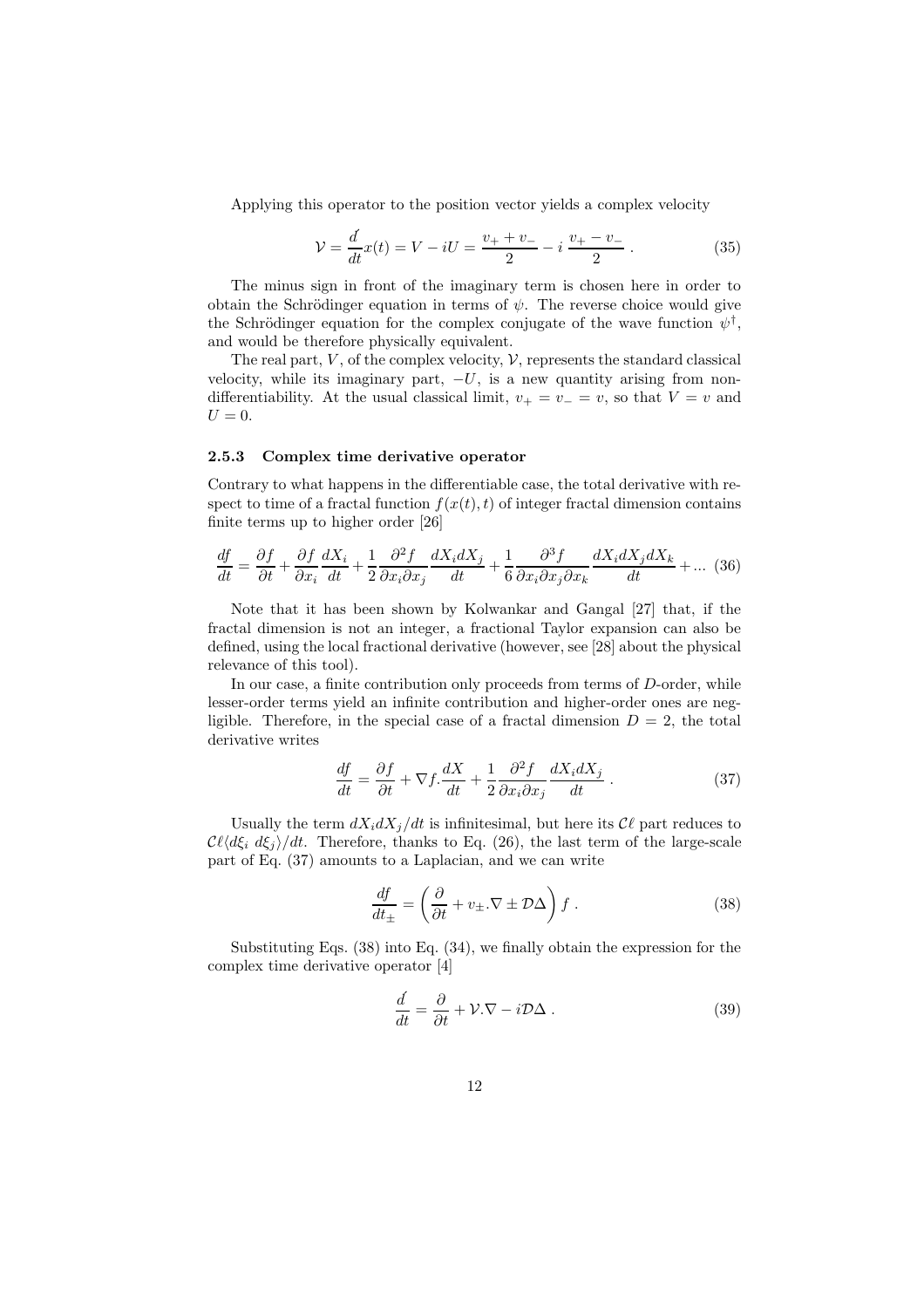Applying this operator to the position vector yields a complex velocity

$$\mathcal{V} = \frac{\acute{d}}{dt}x(t) = V - iU = \frac{v_+ + v_-}{2} - i\,\frac{v_+ - v_-}{2}\;. \tag{35}$$

The minus sign in front of the imaginary term is chosen here in order to obtain the Schrödinger equation in terms of $\psi$. The reverse choice would give the Schrödinger equation for the complex conjugate of the wave function $\psi^\dagger$, and would be therefore physically equivalent.

The real part, $V$, of the complex velocity, $\mathcal{V}$, represents the standard classical velocity, while its imaginary part, $-U$, is a new quantity arising from non-differentiability. At the usual classical limit, $v_+ = v_- = v$, so that $V = v$ and $U = 0$.

### 2.5.3 Complex time derivative operator

Contrary to what happens in the differentiable case, the total derivative with respect to time of a fractal function $f(x(t), t)$ of integer fractal dimension contains finite terms up to higher order [26]

$$\frac{df}{dt} = \frac{\partial f}{\partial t} + \frac{\partial f}{\partial x_i}\frac{dX_i}{dt} + \frac{1}{2}\frac{\partial^2 f}{\partial x_i \partial x_j}\frac{dX_i dX_j}{dt} + \frac{1}{6}\frac{\partial^3 f}{\partial x_i \partial x_j \partial x_k}\frac{dX_i dX_j dX_k}{dt} + ... \tag{36}$$

Note that it has been shown by Kolwankar and Gangal [27] that, if the fractal dimension is not an integer, a fractional Taylor expansion can also be defined, using the local fractional derivative (however, see [28] about the physical relevance of this tool).

In our case, a finite contribution only proceeds from terms of $D$-order, while lesser-order terms yield an infinite contribution and higher-order ones are negligible. Therefore, in the special case of a fractal dimension $D = 2$, the total derivative writes

$$\frac{df}{dt} = \frac{\partial f}{\partial t} + \nabla f . \frac{dX}{dt} + \frac{1}{2}\frac{\partial^2 f}{\partial x_i \partial x_j}\frac{dX_i dX_j}{dt}\;. \tag{37}$$

Usually the term $dX_i dX_j/dt$ is infinitesimal, but here its $\mathcal{C}\ell$ part reduces to $\mathcal{C}\ell\langle d\xi_i \; d\xi_j\rangle/dt$. Therefore, thanks to Eq. (26), the last term of the large-scale part of Eq. (37) amounts to a Laplacian, and we can write

$$\frac{df}{dt_\pm} = \left(\frac{\partial}{\partial t} + v_\pm . \nabla \pm \mathcal{D}\Delta\right) f\;. \tag{38}$$

Substituting Eqs. (38) into Eq. (34), we finally obtain the expression for the complex time derivative operator [4]

$$\frac{\acute{d}}{dt} = \frac{\partial}{\partial t} + \mathcal{V}.\nabla - i\mathcal{D}\Delta\;. \tag{39}$$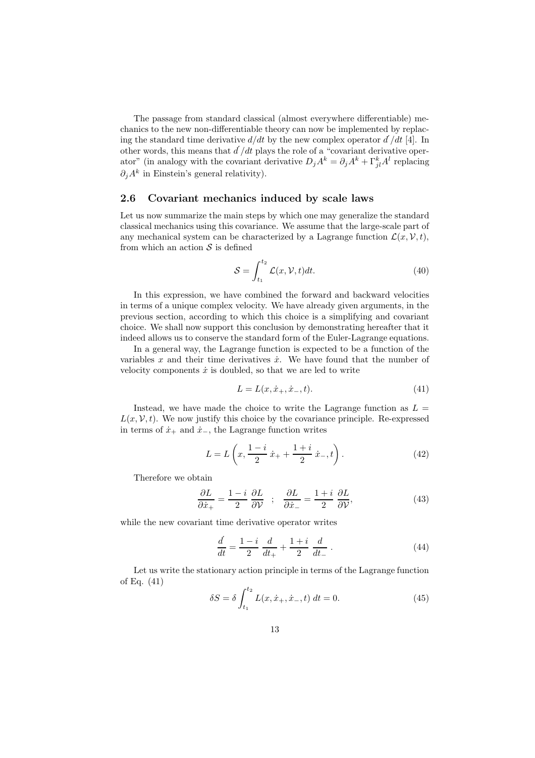The passage from standard classical (almost everywhere differentiable) mechanics to the new non-differentiable theory can now be implemented by replacing the standard time derivative $d/dt$ by the new complex operator $\acute{d}/dt$ [4]. In other words, this means that $\acute{d}/dt$ plays the role of a "covariant derivative operator" (in analogy with the covariant derivative $D_j A^k = \partial_j A^k + \Gamma^k_{jl} A^l$ replacing $\partial_j A^k$ in Einstein's general relativity).

## 2.6 Covariant mechanics induced by scale laws

Let us now summarize the main steps by which one may generalize the standard classical mechanics using this covariance. We assume that the large-scale part of any mechanical system can be characterized by a Lagrange function $\mathcal{L}(x, \mathcal{V}, t)$, from which an action $\mathcal{S}$ is defined

$$\mathcal{S} = \int_{t_1}^{t_2} \mathcal{L}(x, \mathcal{V}, t) dt. \tag{40}$$

In this expression, we have combined the forward and backward velocities in terms of a unique complex velocity. We have already given arguments, in the previous section, according to which this choice is a simplifying and covariant choice. We shall now support this conclusion by demonstrating hereafter that it indeed allows us to conserve the standard form of the Euler-Lagrange equations.

In a general way, the Lagrange function is expected to be a function of the variables $x$ and their time derivatives $\dot{x}$. We have found that the number of velocity components $\dot{x}$ is doubled, so that we are led to write

$$L = L(x, \dot{x}_+, \dot{x}_-, t). \tag{41}$$

Instead, we have made the choice to write the Lagrange function as $L = L(x, \mathcal{V}, t)$. We now justify this choice by the covariance principle. Re-expressed in terms of $\dot{x}_+$ and $\dot{x}_-$, the Lagrange function writes

$$L = L\left(x, \frac{1-i}{2}\, \dot{x}_+ + \frac{1+i}{2}\, \dot{x}_-, t\right). \tag{42}$$

Therefore we obtain

$$\frac{\partial L}{\partial \dot{x}_+} = \frac{1-i}{2}\, \frac{\partial L}{\partial \mathcal{V}} \quad ; \quad \frac{\partial L}{\partial \dot{x}_-} = \frac{1+i}{2}\, \frac{\partial L}{\partial \mathcal{V}}, \tag{43}$$

while the new covariant time derivative operator writes

$$\frac{\acute{d}}{dt} = \frac{1-i}{2}\, \frac{d}{dt_+} + \frac{1+i}{2}\, \frac{d}{dt_-}\, . \tag{44}$$

Let us write the stationary action principle in terms of the Lagrange function of Eq. (41)

$$\delta S = \delta \int_{t_1}^{t_2} L(x, \dot{x}_+, \dot{x}_-, t)\; dt = 0. \tag{45}$$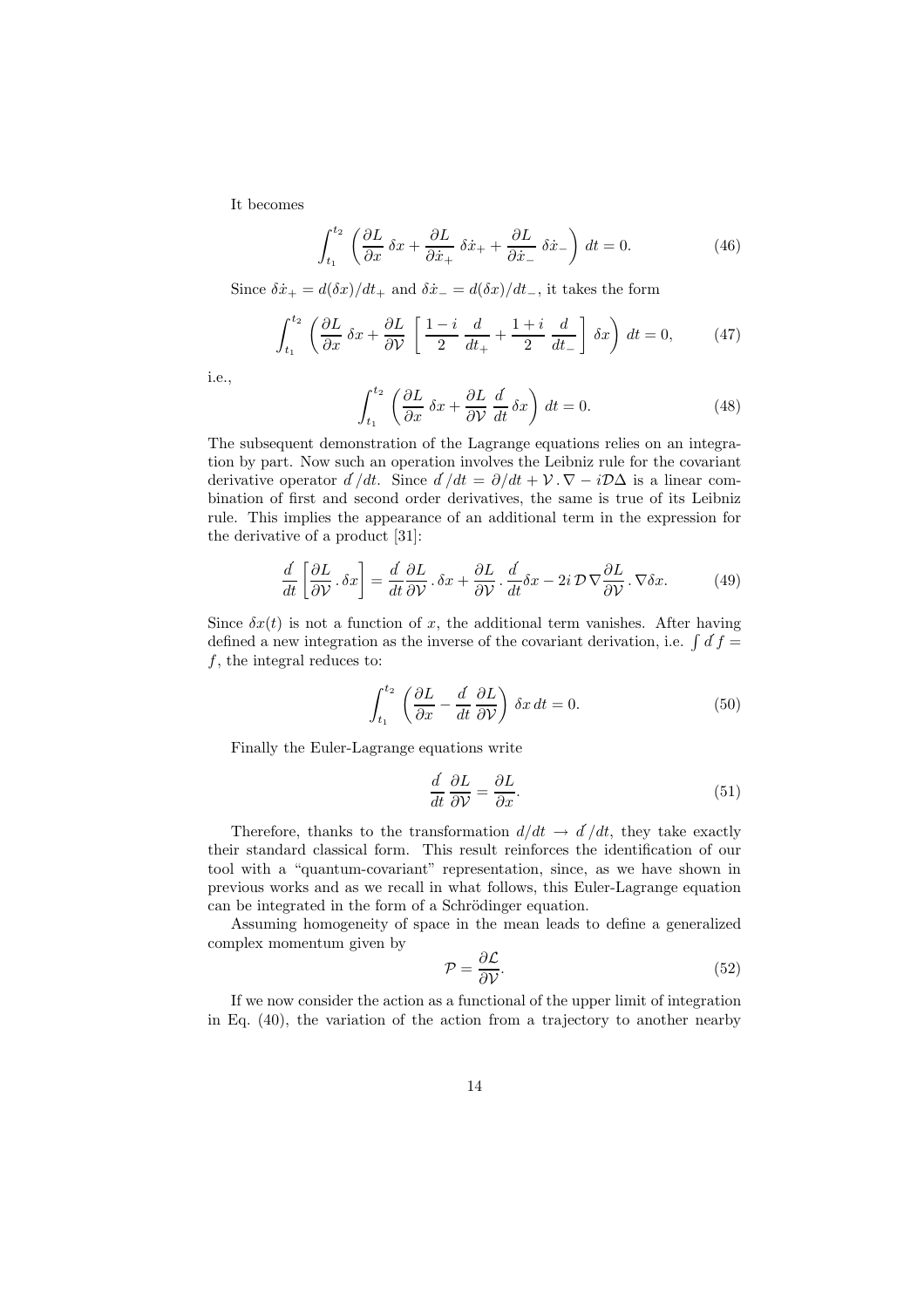It becomes

$$\int_{t_1}^{t_2} \left( \frac{\partial L}{\partial x}\, \delta x + \frac{\partial L}{\partial \dot{x}_+}\, \delta \dot{x}_+ + \frac{\partial L}{\partial \dot{x}_-}\, \delta \dot{x}_- \right) dt = 0. \tag{46}$$

Since $\delta \dot{x}_+ = d(\delta x)/dt_+$ and $\delta \dot{x}_- = d(\delta x)/dt_-$, it takes the form

$$\int_{t_1}^{t_2} \left( \frac{\partial L}{\partial x}\, \delta x + \frac{\partial L}{\partial \mathcal{V}} \left[ \frac{1-i}{2}\, \frac{d}{dt_+} + \frac{1+i}{2}\, \frac{d}{dt_-} \right] \delta x \right) dt = 0, \tag{47}$$

i.e.,

$$\int_{t_1}^{t_2} \left( \frac{\partial L}{\partial x}\, \delta x + \frac{\partial L}{\partial \mathcal{V}}\, \frac{\hat{d}}{dt}\, \delta x \right) dt = 0. \tag{48}$$

The subsequent demonstration of the Lagrange equations relies on an integration by part. Now such an operation involves the Leibniz rule for the covariant derivative operator $\hat{d}/dt$. Since $\hat{d}/dt = \partial/dt + \mathcal{V} . \nabla - i\mathcal{D}\Delta$ is a linear combination of first and second order derivatives, the same is true of its Leibniz rule. This implies the appearance of an additional term in the expression for the derivative of a product [31]:

$$\frac{\hat{d}}{dt} \left[ \frac{\partial L}{\partial \mathcal{V}} . \delta x \right] = \frac{\hat{d}}{dt} \frac{\partial L}{\partial \mathcal{V}} . \delta x + \frac{\partial L}{\partial \mathcal{V}} . \frac{\hat{d}}{dt} \delta x - 2i\, \mathcal{D}\, \nabla \frac{\partial L}{\partial \mathcal{V}} . \nabla \delta x. \tag{49}$$

Since $\delta x(t)$ is not a function of $x$, the additional term vanishes. After having defined a new integration as the inverse of the covariant derivation, i.e. $\int \hat{d} f = f$, the integral reduces to:

$$\int_{t_1}^{t_2} \left( \frac{\partial L}{\partial x} - \frac{\hat{d}}{dt}\, \frac{\partial L}{\partial \mathcal{V}} \right) \delta x \, dt = 0. \tag{50}$$

Finally the Euler-Lagrange equations write

$$\frac{\hat{d}}{dt}\, \frac{\partial L}{\partial \mathcal{V}} = \frac{\partial L}{\partial x}. \tag{51}$$

Therefore, thanks to the transformation $d/dt \rightarrow \hat{d}/dt$, they take exactly their standard classical form. This result reinforces the identification of our tool with a "quantum-covariant" representation, since, as we have shown in previous works and as we recall in what follows, this Euler-Lagrange equation can be integrated in the form of a Schrödinger equation.

Assuming homogeneity of space in the mean leads to define a generalized complex momentum given by

$$\mathcal{P} = \frac{\partial \mathcal{L}}{\partial \mathcal{V}}. \tag{52}$$

If we now consider the action as a functional of the upper limit of integration in Eq. (40), the variation of the action from a trajectory to another nearby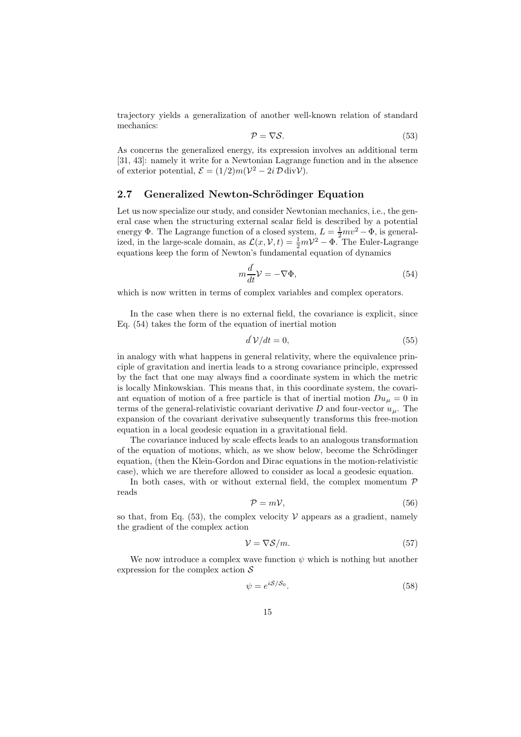trajectory yields a generalization of another well-known relation of standard mechanics:

$$\mathcal{P} = \nabla \mathcal{S}. \tag{53}$$

As concerns the generalized energy, its expression involves an additional term [31, 43]: namely it write for a Newtonian Lagrange function and in the absence of exterior potential, $\mathcal{E} = (1/2)m(\mathcal{V}^2 - 2i\,\mathcal{D}\,\mathrm{div}\mathcal{V})$.

## 2.7 Generalized Newton-Schrödinger Equation

Let us now specialize our study, and consider Newtonian mechanics, i.e., the general case when the structuring external scalar field is described by a potential energy $\Phi$. The Lagrange function of a closed system, $L = \frac{1}{2}mv^2 - \Phi$, is generalized, in the large-scale domain, as $\mathcal{L}(x, \mathcal{V}, t) = \frac{1}{2}m\mathcal{V}^2 - \Phi$. The Euler-Lagrange equations keep the form of Newton's fundamental equation of dynamics

$$m\frac{\hat{d}}{dt}\mathcal{V} = -\nabla\Phi, \tag{54}$$

which is now written in terms of complex variables and complex operators.

In the case when there is no external field, the covariance is explicit, since Eq. (54) takes the form of the equation of inertial motion

$$\hat{d}\,\mathcal{V}/dt = 0, \tag{55}$$

in analogy with what happens in general relativity, where the equivalence principle of gravitation and inertia leads to a strong covariance principle, expressed by the fact that one may always find a coordinate system in which the metric is locally Minkowskian. This means that, in this coordinate system, the covariant equation of motion of a free particle is that of inertial motion $Du_\mu = 0$ in terms of the general-relativistic covariant derivative $D$ and four-vector $u_\mu$. The expansion of the covariant derivative subsequently transforms this free-motion equation in a local geodesic equation in a gravitational field.

The covariance induced by scale effects leads to an analogous transformation of the equation of motions, which, as we show below, become the Schrödinger equation, (then the Klein-Gordon and Dirac equations in the motion-relativistic case), which we are therefore allowed to consider as local a geodesic equation.

In both cases, with or without external field, the complex momentum $\mathcal{P}$ reads

$$\mathcal{P} = m\mathcal{V}, \tag{56}$$

so that, from Eq. (53), the complex velocity $\mathcal{V}$ appears as a gradient, namely the gradient of the complex action

$$\mathcal{V} = \nabla\mathcal{S}/m. \tag{57}$$

We now introduce a complex wave function $\psi$ which is nothing but another expression for the complex action $\mathcal{S}$

$$\psi = e^{i\mathcal{S}/\mathcal{S}_0}. \tag{58}$$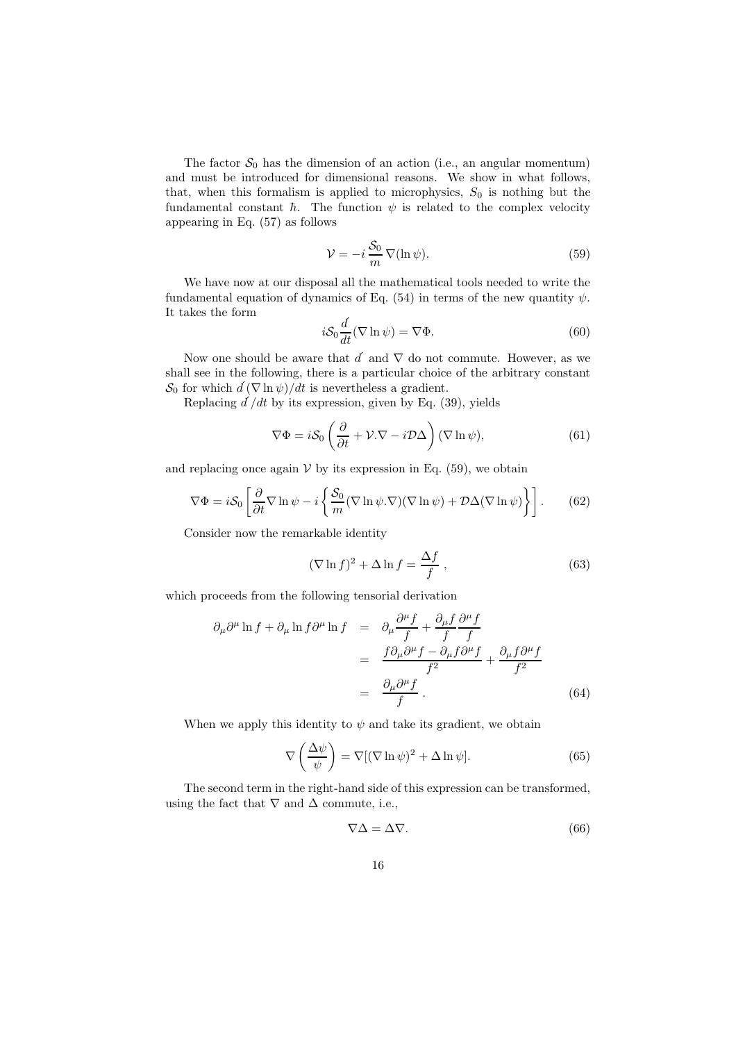The factor $\mathcal{S}_0$ has the dimension of an action (i.e., an angular momentum) and must be introduced for dimensional reasons. We show in what follows, that, when this formalism is applied to microphysics, $S_0$ is nothing but the fundamental constant $\hbar$. The function $\psi$ is related to the complex velocity appearing in Eq. (57) as follows

$$\mathcal{V} = -i\,\frac{\mathcal{S}_0}{m}\,\nabla(\ln\psi). \tag{59}$$

We have now at our disposal all the mathematical tools needed to write the fundamental equation of dynamics of Eq. (54) in terms of the new quantity $\psi$. It takes the form

$$i\mathcal{S}_0\frac{\acute{d}}{dt}(\nabla\ln\psi) = \nabla\Phi. \tag{60}$$

Now one should be aware that $\acute{d}$ and $\nabla$ do not commute. However, as we shall see in the following, there is a particular choice of the arbitrary constant $\mathcal{S}_0$ for which $\acute{d}(\nabla\ln\psi)/dt$ is nevertheless a gradient.

Replacing $\acute{d}/dt$ by its expression, given by Eq. (39), yields

$$\nabla\Phi = i\mathcal{S}_0\left(\frac{\partial}{\partial t} + \mathcal{V}.\nabla - i\mathcal{D}\Delta\right)(\nabla\ln\psi), \tag{61}$$

and replacing once again $\mathcal{V}$ by its expression in Eq. (59), we obtain

$$\nabla\Phi = i\mathcal{S}_0\left[\frac{\partial}{\partial t}\nabla\ln\psi - i\left\{\frac{\mathcal{S}_0}{m}(\nabla\ln\psi.\nabla)(\nabla\ln\psi) + \mathcal{D}\Delta(\nabla\ln\psi)\right\}\right]. \tag{62}$$

Consider now the remarkable identity

$$(\nabla\ln f)^2 + \Delta\ln f = \frac{\Delta f}{f}\ , \tag{63}$$

which proceeds from the following tensorial derivation

$$\begin{aligned}
\partial_\mu\partial^\mu\ln f + \partial_\mu\ln f\partial^\mu\ln f &= \partial_\mu\frac{\partial^\mu f}{f} + \frac{\partial_\mu f}{f}\frac{\partial^\mu f}{f} \\
&= \frac{f\partial_\mu\partial^\mu f - \partial_\mu f\partial^\mu f}{f^2} + \frac{\partial_\mu f\partial^\mu f}{f^2} \\
&= \frac{\partial_\mu\partial^\mu f}{f}\ .
\end{aligned} \tag{64}$$

When we apply this identity to $\psi$ and take its gradient, we obtain

$$\nabla\left(\frac{\Delta\psi}{\psi}\right) = \nabla[(\nabla\ln\psi)^2 + \Delta\ln\psi]. \tag{65}$$

The second term in the right-hand side of this expression can be transformed, using the fact that $\nabla$ and $\Delta$ commute, i.e.,

$$\nabla\Delta = \Delta\nabla. \tag{66}$$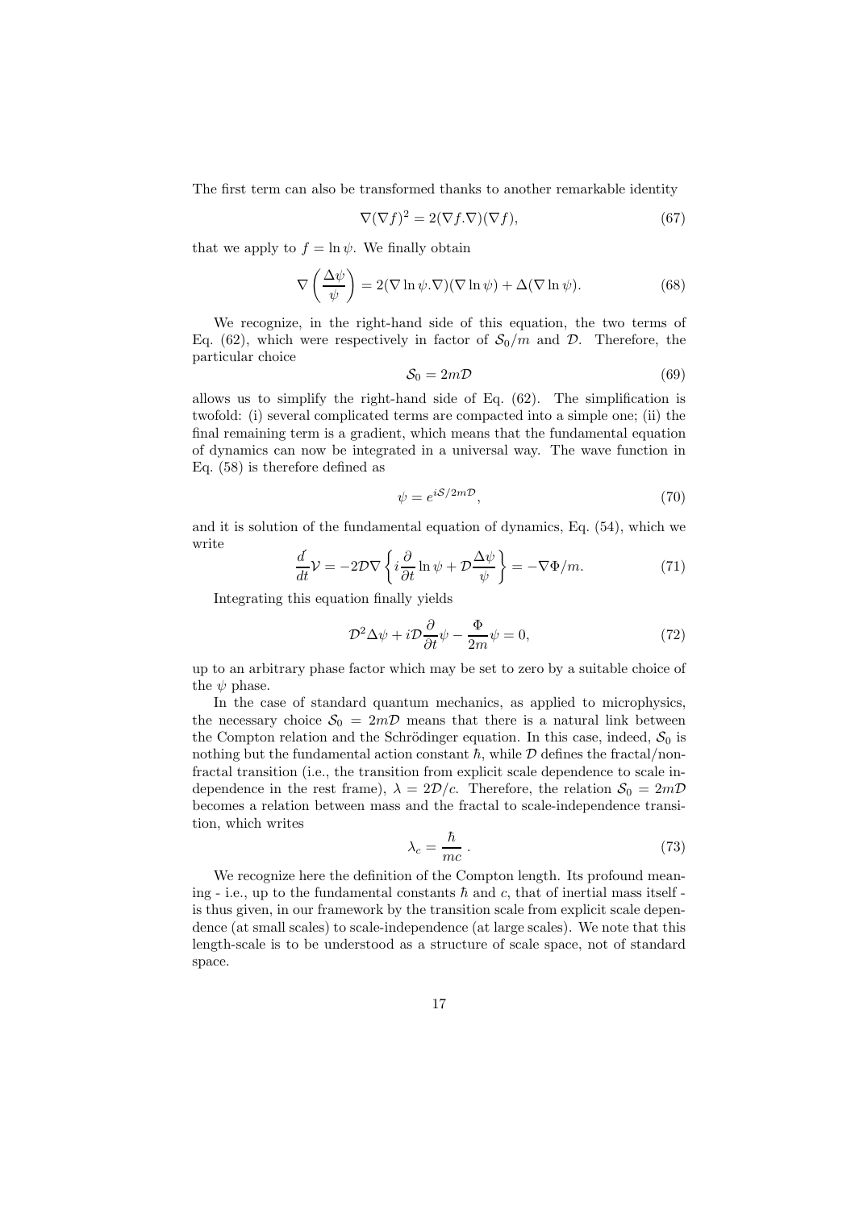The first term can also be transformed thanks to another remarkable identity

$$\nabla(\nabla f)^2 = 2(\nabla f.\nabla)(\nabla f), \tag{67}$$

that we apply to $f = \ln \psi$. We finally obtain

$$\nabla\left(\frac{\Delta\psi}{\psi}\right) = 2(\nabla \ln \psi.\nabla)(\nabla \ln \psi) + \Delta(\nabla \ln \psi). \tag{68}$$

We recognize, in the right-hand side of this equation, the two terms of Eq. (62), which were respectively in factor of $\mathcal{S}_0/m$ and $\mathcal{D}$. Therefore, the particular choice

$$\mathcal{S}_0 = 2m\mathcal{D} \tag{69}$$

allows us to simplify the right-hand side of Eq. (62). The simplification is twofold: (i) several complicated terms are compacted into a simple one; (ii) the final remaining term is a gradient, which means that the fundamental equation of dynamics can now be integrated in a universal way. The wave function in Eq. (58) is therefore defined as

$$\psi = e^{i\mathcal{S}/2m\mathcal{D}}, \tag{70}$$

and it is solution of the fundamental equation of dynamics, Eq. (54), which we write

$$\frac{d\!\!\!/}{dt}\mathcal{V} = -2\mathcal{D}\nabla\left\{i\frac{\partial}{\partial t}\ln\psi + \mathcal{D}\frac{\Delta\psi}{\psi}\right\} = -\nabla\Phi/m. \tag{71}$$

Integrating this equation finally yields

$$\mathcal{D}^2\Delta\psi + i\mathcal{D}\frac{\partial}{\partial t}\psi - \frac{\Phi}{2m}\psi = 0, \tag{72}$$

up to an arbitrary phase factor which may be set to zero by a suitable choice of the $\psi$ phase.

In the case of standard quantum mechanics, as applied to microphysics, the necessary choice $\mathcal{S}_0 = 2m\mathcal{D}$ means that there is a natural link between the Compton relation and the Schrödinger equation. In this case, indeed, $\mathcal{S}_0$ is nothing but the fundamental action constant $\hbar$, while $\mathcal{D}$ defines the fractal/non-fractal transition (i.e., the transition from explicit scale dependence to scale independence in the rest frame), $\lambda = 2\mathcal{D}/c$. Therefore, the relation $\mathcal{S}_0 = 2m\mathcal{D}$ becomes a relation between mass and the fractal to scale-independence transition, which writes

$$\lambda_c = \frac{\hbar}{mc}\ . \tag{73}$$

We recognize here the definition of the Compton length. Its profound meaning - i.e., up to the fundamental constants $\hbar$ and $c$, that of inertial mass itself - is thus given, in our framework by the transition scale from explicit scale dependence (at small scales) to scale-independence (at large scales). We note that this length-scale is to be understood as a structure of scale space, not of standard space.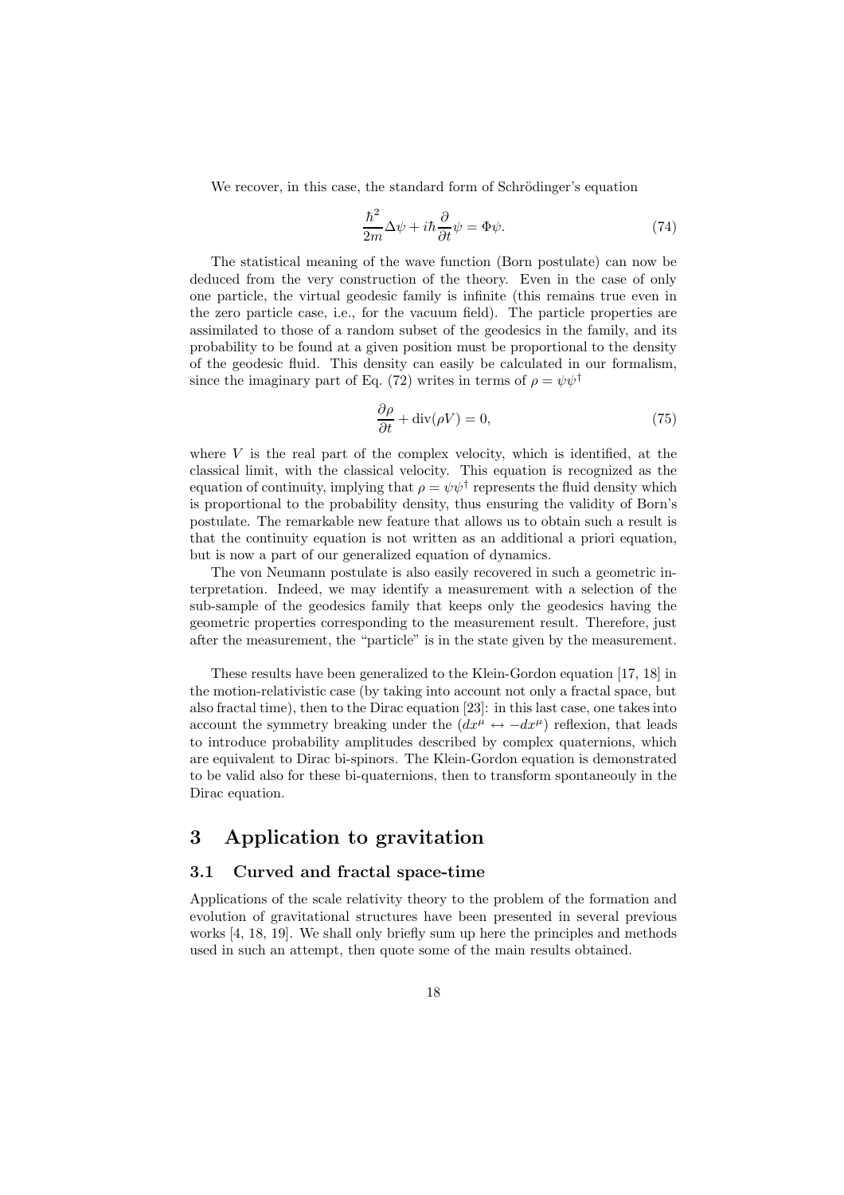We recover, in this case, the standard form of Schrödinger's equation

$$\frac{\hbar^2}{2m}\Delta\psi + i\hbar\frac{\partial}{\partial t}\psi = \Phi\psi. \tag{74}$$

The statistical meaning of the wave function (Born postulate) can now be deduced from the very construction of the theory. Even in the case of only one particle, the virtual geodesic family is infinite (this remains true even in the zero particle case, i.e., for the vacuum field). The particle properties are assimilated to those of a random subset of the geodesics in the family, and its probability to be found at a given position must be proportional to the density of the geodesic fluid. This density can easily be calculated in our formalism, since the imaginary part of Eq. (72) writes in terms of $\rho = \psi\psi^\dagger$

$$\frac{\partial\rho}{\partial t} + \text{div}(\rho V) = 0, \tag{75}$$

where $V$ is the real part of the complex velocity, which is identified, at the classical limit, with the classical velocity. This equation is recognized as the equation of continuity, implying that $\rho = \psi\psi^\dagger$ represents the fluid density which is proportional to the probability density, thus ensuring the validity of Born's postulate. The remarkable new feature that allows us to obtain such a result is that the continuity equation is not written as an additional a priori equation, but is now a part of our generalized equation of dynamics.

The von Neumann postulate is also easily recovered in such a geometric interpretation. Indeed, we may identify a measurement with a selection of the sub-sample of the geodesics family that keeps only the geodesics having the geometric properties corresponding to the measurement result. Therefore, just after the measurement, the "particle" is in the state given by the measurement.

These results have been generalized to the Klein-Gordon equation [17, 18] in the motion-relativistic case (by taking into account not only a fractal space, but also fractal time), then to the Dirac equation [23]: in this last case, one takes into account the symmetry breaking under the $(dx^\mu \leftrightarrow -dx^\mu)$ reflexion, that leads to introduce probability amplitudes described by complex quaternions, which are equivalent to Dirac bi-spinors. The Klein-Gordon equation is demonstrated to be valid also for these bi-quaternions, then to transform spontaneouly in the Dirac equation.

## 3 Application to gravitation

### 3.1 Curved and fractal space-time

Applications of the scale relativity theory to the problem of the formation and evolution of gravitational structures have been presented in several previous works [4, 18, 19]. We shall only briefly sum up here the principles and methods used in such an attempt, then quote some of the main results obtained.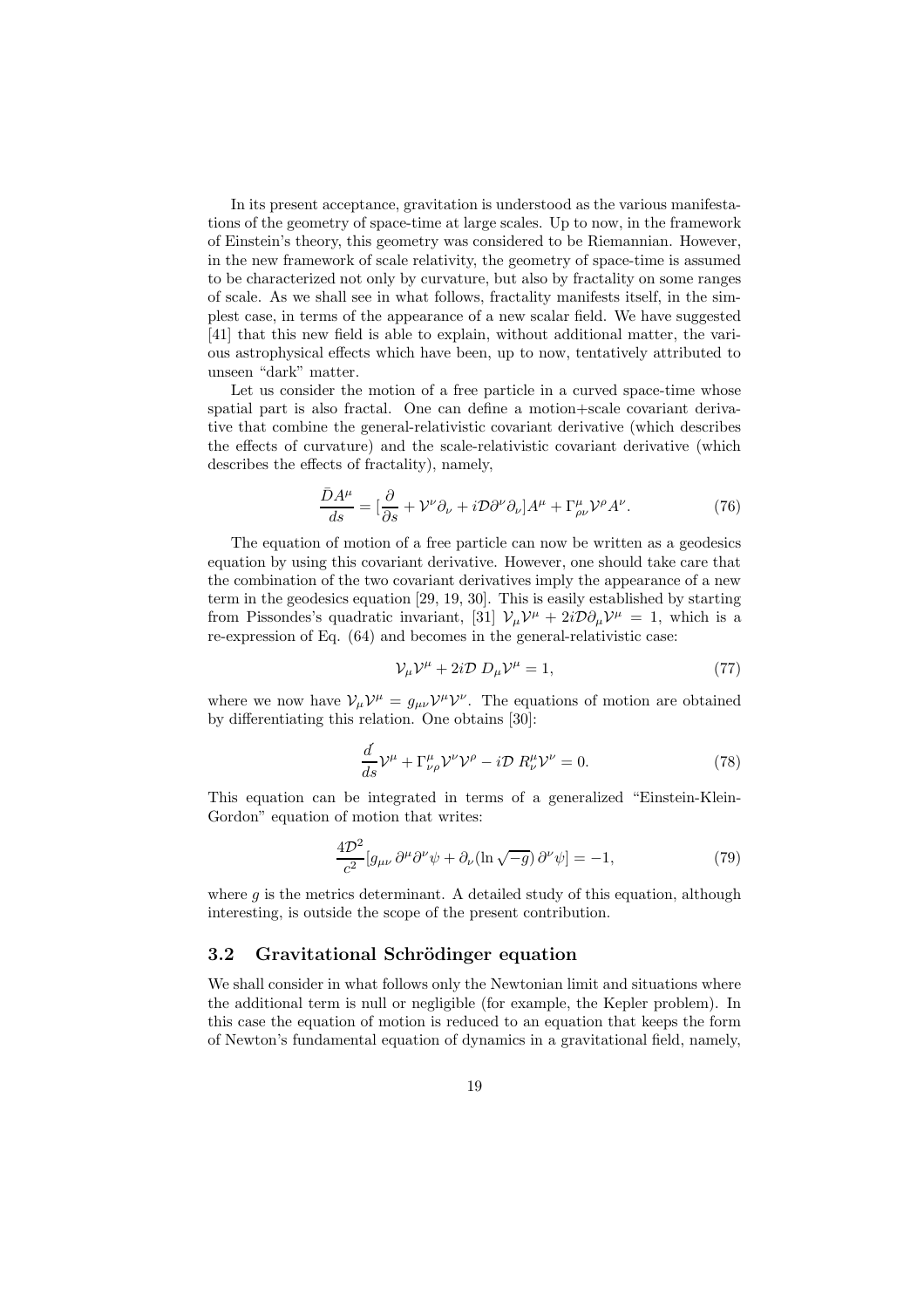In its present acceptance, gravitation is understood as the various manifestations of the geometry of space-time at large scales. Up to now, in the framework of Einstein's theory, this geometry was considered to be Riemannian. However, in the new framework of scale relativity, the geometry of space-time is assumed to be characterized not only by curvature, but also by fractality on some ranges of scale. As we shall see in what follows, fractality manifests itself, in the simplest case, in terms of the appearance of a new scalar field. We have suggested [41] that this new field is able to explain, without additional matter, the various astrophysical effects which have been, up to now, tentatively attributed to unseen "dark" matter.

Let us consider the motion of a free particle in a curved space-time whose spatial part is also fractal. One can define a motion+scale covariant derivative that combine the general-relativistic covariant derivative (which describes the effects of curvature) and the scale-relativistic covariant derivative (which describes the effects of fractality), namely,

$$\frac{\bar{D}A^{\mu}}{ds} = [\frac{\partial}{\partial s} + \mathcal{V}^{\nu}\partial_{\nu} + i\mathcal{D}\partial^{\nu}\partial_{\nu}]A^{\mu} + \Gamma^{\mu}_{\rho\nu}\mathcal{V}^{\rho}A^{\nu}. \tag{76}$$

The equation of motion of a free particle can now be written as a geodesics equation by using this covariant derivative. However, one should take care that the combination of the two covariant derivatives imply the appearance of a new term in the geodesics equation [29, 19, 30]. This is easily established by starting from Pissondes's quadratic invariant, [31] $\mathcal{V}_{\mu}\mathcal{V}^{\mu} + 2i\mathcal{D}\partial_{\mu}\mathcal{V}^{\mu} = 1$, which is a re-expression of Eq. (64) and becomes in the general-relativistic case:

$$\mathcal{V}_{\mu}\mathcal{V}^{\mu} + 2i\mathcal{D}\, D_{\mu}\mathcal{V}^{\mu} = 1, \tag{77}$$

where we now have $\mathcal{V}_{\mu}\mathcal{V}^{\mu} = g_{\mu\nu}\mathcal{V}^{\mu}\mathcal{V}^{\nu}$. The equations of motion are obtained by differentiating this relation. One obtains [30]:

$$\frac{\not{d}}{ds}\mathcal{V}^{\mu} + \Gamma^{\mu}_{\nu\rho}\mathcal{V}^{\nu}\mathcal{V}^{\rho} - i\mathcal{D}\, R^{\mu}_{\nu}\mathcal{V}^{\nu} = 0. \tag{78}$$

This equation can be integrated in terms of a generalized "Einstein-Klein-Gordon" equation of motion that writes:

$$\frac{4\mathcal{D}^2}{c^2}[g_{\mu\nu}\,\partial^{\mu}\partial^{\nu}\psi + \partial_{\nu}(\ln\sqrt{-g})\,\partial^{\nu}\psi] = -1, \tag{79}$$

where $g$ is the metrics determinant. A detailed study of this equation, although interesting, is outside the scope of the present contribution.

### 3.2 Gravitational Schrödinger equation

We shall consider in what follows only the Newtonian limit and situations where the additional term is null or negligible (for example, the Kepler problem). In this case the equation of motion is reduced to an equation that keeps the form of Newton's fundamental equation of dynamics in a gravitational field, namely,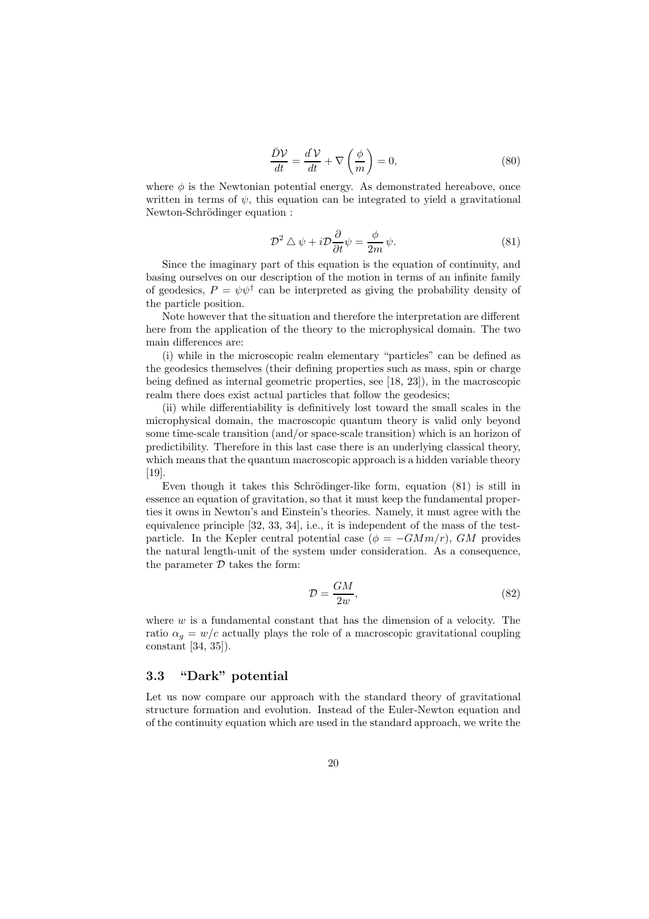$$\frac{\hat{D}\mathcal{V}}{dt} = \frac{d\mathcal{V}}{dt} + \nabla\left(\frac{\phi}{m}\right) = 0, \tag{80}$$

where $\phi$ is the Newtonian potential energy. As demonstrated hereabove, once written in terms of $\psi$, this equation can be integrated to yield a gravitational Newton-Schrödinger equation :

$$\mathcal{D}^2 \triangle \psi + i\mathcal{D}\frac{\partial}{\partial t}\psi = \frac{\phi}{2m}\,\psi. \tag{81}$$

Since the imaginary part of this equation is the equation of continuity, and basing ourselves on our description of the motion in terms of an infinite family of geodesics, $P = \psi\psi^\dagger$ can be interpreted as giving the probability density of the particle position.

Note however that the situation and therefore the interpretation are different here from the application of the theory to the microphysical domain. The two main differences are:

(i) while in the microscopic realm elementary "particles" can be defined as the geodesics themselves (their defining properties such as mass, spin or charge being defined as internal geometric properties, see [18, 23]), in the macroscopic realm there does exist actual particles that follow the geodesics;

(ii) while differentiability is definitively lost toward the small scales in the microphysical domain, the macroscopic quantum theory is valid only beyond some time-scale transition (and/or space-scale transition) which is an horizon of predictibility. Therefore in this last case there is an underlying classical theory, which means that the quantum macroscopic approach is a hidden variable theory [19].

Even though it takes this Schrödinger-like form, equation (81) is still in essence an equation of gravitation, so that it must keep the fundamental properties it owns in Newton's and Einstein's theories. Namely, it must agree with the equivalence principle [32, 33, 34], i.e., it is independent of the mass of the test-particle. In the Kepler central potential case ($\phi = -GMm/r$), $GM$ provides the natural length-unit of the system under consideration. As a consequence, the parameter $\mathcal{D}$ takes the form:

$$\mathcal{D} = \frac{GM}{2w}, \tag{82}$$

where $w$ is a fundamental constant that has the dimension of a velocity. The ratio $\alpha_g = w/c$ actually plays the role of a macroscopic gravitational coupling constant [34, 35]).

### 3.3 "Dark" potential

Let us now compare our approach with the standard theory of gravitational structure formation and evolution. Instead of the Euler-Newton equation and of the continuity equation which are used in the standard approach, we write the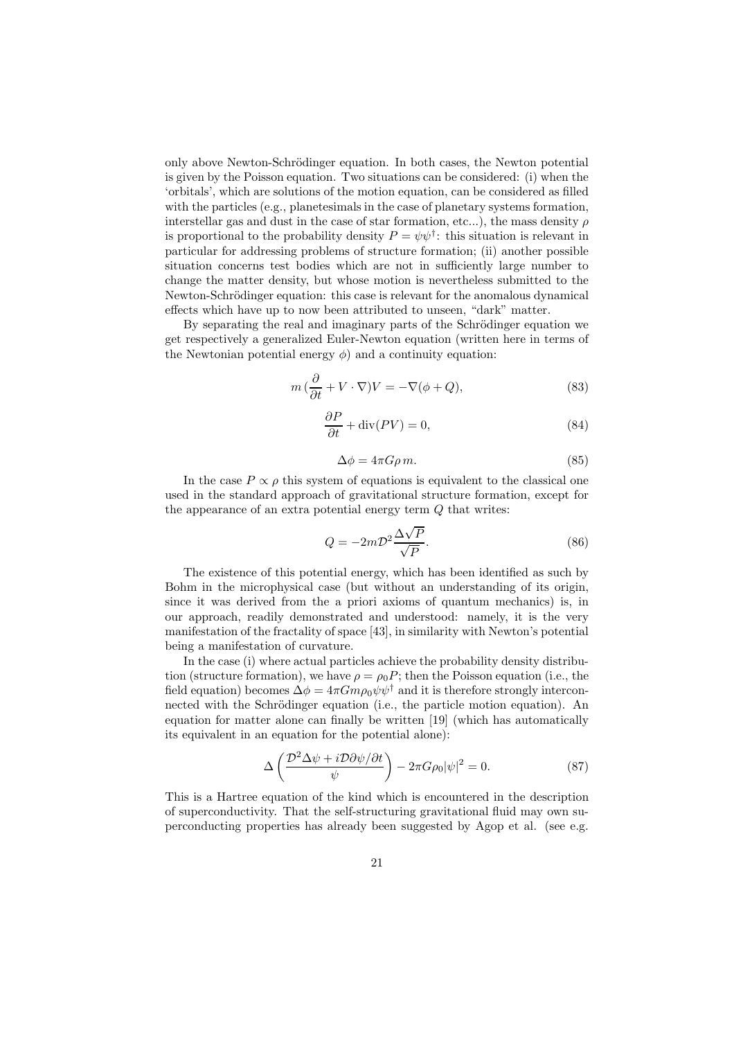only above Newton-Schrödinger equation. In both cases, the Newton potential is given by the Poisson equation. Two situations can be considered: (i) when the 'orbitals', which are solutions of the motion equation, can be considered as filled with the particles (e.g., planetesimals in the case of planetary systems formation, interstellar gas and dust in the case of star formation, etc...), the mass density $\rho$ is proportional to the probability density $P = \psi\psi^{\dagger}$: this situation is relevant in particular for addressing problems of structure formation; (ii) another possible situation concerns test bodies which are not in sufficiently large number to change the matter density, but whose motion is nevertheless submitted to the Newton-Schrödinger equation: this case is relevant for the anomalous dynamical effects which have up to now been attributed to unseen, "dark" matter.

By separating the real and imaginary parts of the Schrödinger equation we get respectively a generalized Euler-Newton equation (written here in terms of the Newtonian potential energy $\phi$) and a continuity equation:

$$m\,(\frac{\partial}{\partial t} + V \cdot \nabla)V = -\nabla(\phi + Q), \tag{83}$$

$$\frac{\partial P}{\partial t} + \text{div}(PV) = 0, \tag{84}$$

$$\Delta\phi = 4\pi G\rho\, m. \tag{85}$$

In the case $P \propto \rho$ this system of equations is equivalent to the classical one used in the standard approach of gravitational structure formation, except for the appearance of an extra potential energy term $Q$ that writes:

$$Q = -2m\mathcal{D}^2 \frac{\Delta\sqrt{P}}{\sqrt{P}}. \tag{86}$$

The existence of this potential energy, which has been identified as such by Bohm in the microphysical case (but without an understanding of its origin, since it was derived from the a priori axioms of quantum mechanics) is, in our approach, readily demonstrated and understood: namely, it is the very manifestation of the fractality of space [43], in similarity with Newton's potential being a manifestation of curvature.

In the case (i) where actual particles achieve the probability density distribution (structure formation), we have $\rho = \rho_0 P$; then the Poisson equation (i.e., the field equation) becomes $\Delta\phi = 4\pi G m \rho_0 \psi\psi^{\dagger}$ and it is therefore strongly interconnected with the Schrödinger equation (i.e., the particle motion equation). An equation for matter alone can finally be written [19] (which has automatically its equivalent in an equation for the potential alone):

$$\Delta\left(\frac{\mathcal{D}^2\Delta\psi + i\mathcal{D}\partial\psi/\partial t}{\psi}\right) - 2\pi G\rho_0|\psi|^2 = 0. \tag{87}$$

This is a Hartree equation of the kind which is encountered in the description of superconductivity. That the self-structuring gravitational fluid may own superconducting properties has already been suggested by Agop et al. (see e.g.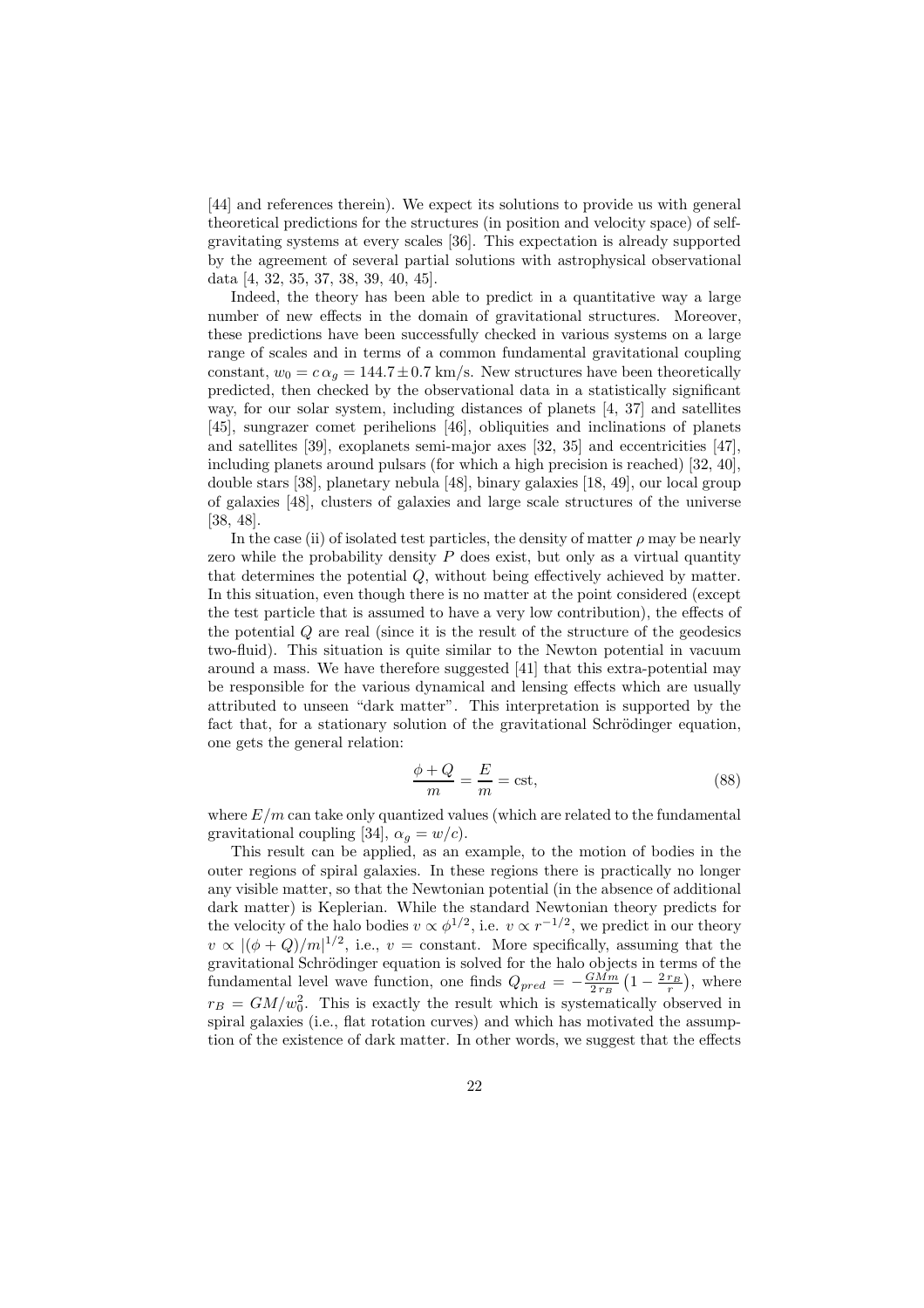[44] and references therein). We expect its solutions to provide us with general theoretical predictions for the structures (in position and velocity space) of self-gravitating systems at every scales [36]. This expectation is already supported by the agreement of several partial solutions with astrophysical observational data [4, 32, 35, 37, 38, 39, 40, 45].

Indeed, the theory has been able to predict in a quantitative way a large number of new effects in the domain of gravitational structures. Moreover, these predictions have been successfully checked in various systems on a large range of scales and in terms of a common fundamental gravitational coupling constant, $w_0 = c\,\alpha_g = 144.7 \pm 0.7$ km/s. New structures have been theoretically predicted, then checked by the observational data in a statistically significant way, for our solar system, including distances of planets [4, 37] and satellites [45], sungrazer comet perihelions [46], obliquities and inclinations of planets and satellites [39], exoplanets semi-major axes [32, 35] and eccentricities [47], including planets around pulsars (for which a high precision is reached) [32, 40], double stars [38], planetary nebula [48], binary galaxies [18, 49], our local group of galaxies [48], clusters of galaxies and large scale structures of the universe [38, 48].

In the case (ii) of isolated test particles, the density of matter $\rho$ may be nearly zero while the probability density $P$ does exist, but only as a virtual quantity that determines the potential $Q$, without being effectively achieved by matter. In this situation, even though there is no matter at the point considered (except the test particle that is assumed to have a very low contribution), the effects of the potential $Q$ are real (since it is the result of the structure of the geodesics two-fluid). This situation is quite similar to the Newton potential in vacuum around a mass. We have therefore suggested [41] that this extra-potential may be responsible for the various dynamical and lensing effects which are usually attributed to unseen "dark matter". This interpretation is supported by the fact that, for a stationary solution of the gravitational Schrödinger equation, one gets the general relation:

$$\frac{\phi + Q}{m} = \frac{E}{m} = \text{cst}, \tag{88}$$

where $E/m$ can take only quantized values (which are related to the fundamental gravitational coupling [34], $\alpha_g = w/c$).

This result can be applied, as an example, to the motion of bodies in the outer regions of spiral galaxies. In these regions there is practically no longer any visible matter, so that the Newtonian potential (in the absence of additional dark matter) is Keplerian. While the standard Newtonian theory predicts for the velocity of the halo bodies $v \propto \phi^{1/2}$, i.e. $v \propto r^{-1/2}$, we predict in our theory $v \propto |(\phi + Q)/m|^{1/2}$, i.e., $v =$ constant. More specifically, assuming that the gravitational Schrödinger equation is solved for the halo objects in terms of the fundamental level wave function, one finds $Q_{pred} = -\frac{GMm}{2\,r_B}\left(1 - \frac{2\,r_B}{r}\right)$, where $r_B = GM/w_0^2$. This is exactly the result which is systematically observed in spiral galaxies (i.e., flat rotation curves) and which has motivated the assumption of the existence of dark matter. In other words, we suggest that the effects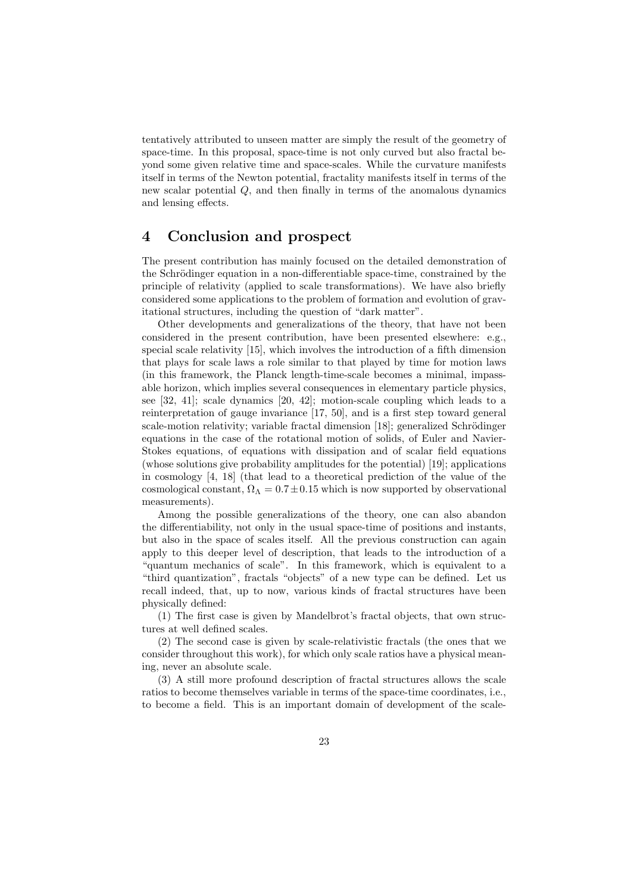tentatively attributed to unseen matter are simply the result of the geometry of space-time. In this proposal, space-time is not only curved but also fractal beyond some given relative time and space-scales. While the curvature manifests itself in terms of the Newton potential, fractality manifests itself in terms of the new scalar potential $Q$, and then finally in terms of the anomalous dynamics and lensing effects.

## 4 Conclusion and prospect

The present contribution has mainly focused on the detailed demonstration of the Schrödinger equation in a non-differentiable space-time, constrained by the principle of relativity (applied to scale transformations). We have also briefly considered some applications to the problem of formation and evolution of gravitational structures, including the question of "dark matter".

Other developments and generalizations of the theory, that have not been considered in the present contribution, have been presented elsewhere: e.g., special scale relativity [15], which involves the introduction of a fifth dimension that plays for scale laws a role similar to that played by time for motion laws (in this framework, the Planck length-time-scale becomes a minimal, impassable horizon, which implies several consequences in elementary particle physics, see [32, 41]; scale dynamics [20, 42]; motion-scale coupling which leads to a reinterpretation of gauge invariance [17, 50], and is a first step toward general scale-motion relativity; variable fractal dimension [18]; generalized Schrödinger equations in the case of the rotational motion of solids, of Euler and Navier-Stokes equations, of equations with dissipation and of scalar field equations (whose solutions give probability amplitudes for the potential) [19]; applications in cosmology [4, 18] (that lead to a theoretical prediction of the value of the cosmological constant, $\Omega_\Lambda = 0.7 \pm 0.15$ which is now supported by observational measurements).

Among the possible generalizations of the theory, one can also abandon the differentiability, not only in the usual space-time of positions and instants, but also in the space of scales itself. All the previous construction can again apply to this deeper level of description, that leads to the introduction of a "quantum mechanics of scale". In this framework, which is equivalent to a "third quantization", fractals "objects" of a new type can be defined. Let us recall indeed, that, up to now, various kinds of fractal structures have been physically defined:

(1) The first case is given by Mandelbrot's fractal objects, that own structures at well defined scales.

(2) The second case is given by scale-relativistic fractals (the ones that we consider throughout this work), for which only scale ratios have a physical meaning, never an absolute scale.

(3) A still more profound description of fractal structures allows the scale ratios to become themselves variable in terms of the space-time coordinates, i.e., to become a field. This is an important domain of development of the scale-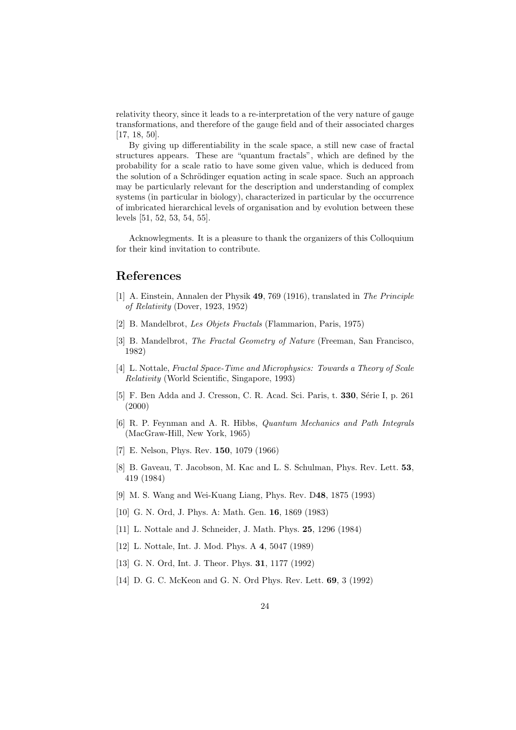relativity theory, since it leads to a re-interpretation of the very nature of gauge transformations, and therefore of the gauge field and of their associated charges [17, 18, 50].

By giving up differentiability in the scale space, a still new case of fractal structures appears. These are "quantum fractals", which are defined by the probability for a scale ratio to have some given value, which is deduced from the solution of a Schrödinger equation acting in scale space. Such an approach may be particularly relevant for the description and understanding of complex systems (in particular in biology), characterized in particular by the occurrence of imbricated hierarchical levels of organisation and by evolution between these levels [51, 52, 53, 54, 55].

Acknowlegments. It is a pleasure to thank the organizers of this Colloquium for their kind invitation to contribute.

# References

[1] A. Einstein, Annalen der Physik **49**, 769 (1916), translated in *The Principle of Relativity* (Dover, 1923, 1952)

[2] B. Mandelbrot, *Les Objets Fractals* (Flammarion, Paris, 1975)

[3] B. Mandelbrot, *The Fractal Geometry of Nature* (Freeman, San Francisco, 1982)

[4] L. Nottale, *Fractal Space-Time and Microphysics: Towards a Theory of Scale Relativity* (World Scientific, Singapore, 1993)

[5] F. Ben Adda and J. Cresson, C. R. Acad. Sci. Paris, t. **330**, Série I, p. 261 (2000)

[6] R. P. Feynman and A. R. Hibbs, *Quantum Mechanics and Path Integrals* (MacGraw-Hill, New York, 1965)

[7] E. Nelson, Phys. Rev. **150**, 1079 (1966)

[8] B. Gaveau, T. Jacobson, M. Kac and L. S. Schulman, Phys. Rev. Lett. **53**, 419 (1984)

[9] M. S. Wang and Wei-Kuang Liang, Phys. Rev. D**48**, 1875 (1993)

[10] G. N. Ord, J. Phys. A: Math. Gen. **16**, 1869 (1983)

[11] L. Nottale and J. Schneider, J. Math. Phys. **25**, 1296 (1984)

[12] L. Nottale, Int. J. Mod. Phys. A **4**, 5047 (1989)

[13] G. N. Ord, Int. J. Theor. Phys. **31**, 1177 (1992)

[14] D. G. C. McKeon and G. N. Ord Phys. Rev. Lett. **69**, 3 (1992)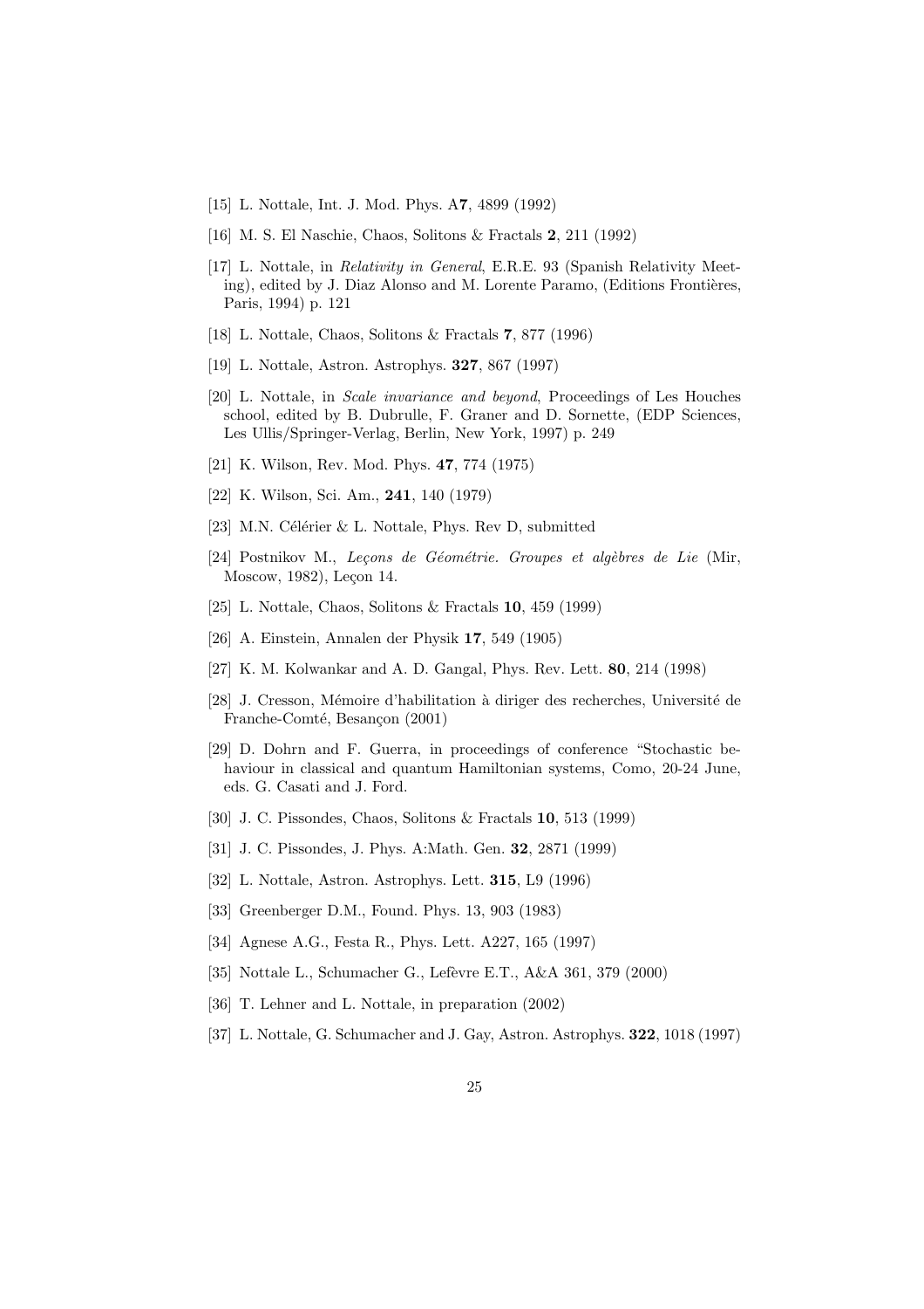[15] L. Nottale, Int. J. Mod. Phys. A**7**, 4899 (1992)

[16] M. S. El Naschie, Chaos, Solitons & Fractals **2**, 211 (1992)

[17] L. Nottale, in *Relativity in General*, E.R.E. 93 (Spanish Relativity Meeting), edited by J. Diaz Alonso and M. Lorente Paramo, (Editions Frontières, Paris, 1994) p. 121

[18] L. Nottale, Chaos, Solitons & Fractals **7**, 877 (1996)

[19] L. Nottale, Astron. Astrophys. **327**, 867 (1997)

[20] L. Nottale, in *Scale invariance and beyond*, Proceedings of Les Houches school, edited by B. Dubrulle, F. Graner and D. Sornette, (EDP Sciences, Les Ullis/Springer-Verlag, Berlin, New York, 1997) p. 249

[21] K. Wilson, Rev. Mod. Phys. **47**, 774 (1975)

[22] K. Wilson, Sci. Am., **241**, 140 (1979)

[23] M.N. Célérier & L. Nottale, Phys. Rev D, submitted

[24] Postnikov M., *Leçons de Géométrie. Groupes et algèbres de Lie* (Mir, Moscow, 1982), Leçon 14.

[25] L. Nottale, Chaos, Solitons & Fractals **10**, 459 (1999)

[26] A. Einstein, Annalen der Physik **17**, 549 (1905)

[27] K. M. Kolwankar and A. D. Gangal, Phys. Rev. Lett. **80**, 214 (1998)

[28] J. Cresson, Mémoire d'habilitation à diriger des recherches, Université de Franche-Comté, Besançon (2001)

[29] D. Dohrn and F. Guerra, in proceedings of conference "Stochastic behaviour in classical and quantum Hamiltonian systems, Como, 20-24 June, eds. G. Casati and J. Ford.

[30] J. C. Pissondes, Chaos, Solitons & Fractals **10**, 513 (1999)

[31] J. C. Pissondes, J. Phys. A:Math. Gen. **32**, 2871 (1999)

[32] L. Nottale, Astron. Astrophys. Lett. **315**, L9 (1996)

[33] Greenberger D.M., Found. Phys. 13, 903 (1983)

[34] Agnese A.G., Festa R., Phys. Lett. A227, 165 (1997)

[35] Nottale L., Schumacher G., Lefèvre E.T., A&A 361, 379 (2000)

[36] T. Lehner and L. Nottale, in preparation (2002)

[37] L. Nottale, G. Schumacher and J. Gay, Astron. Astrophys. **322**, 1018 (1997)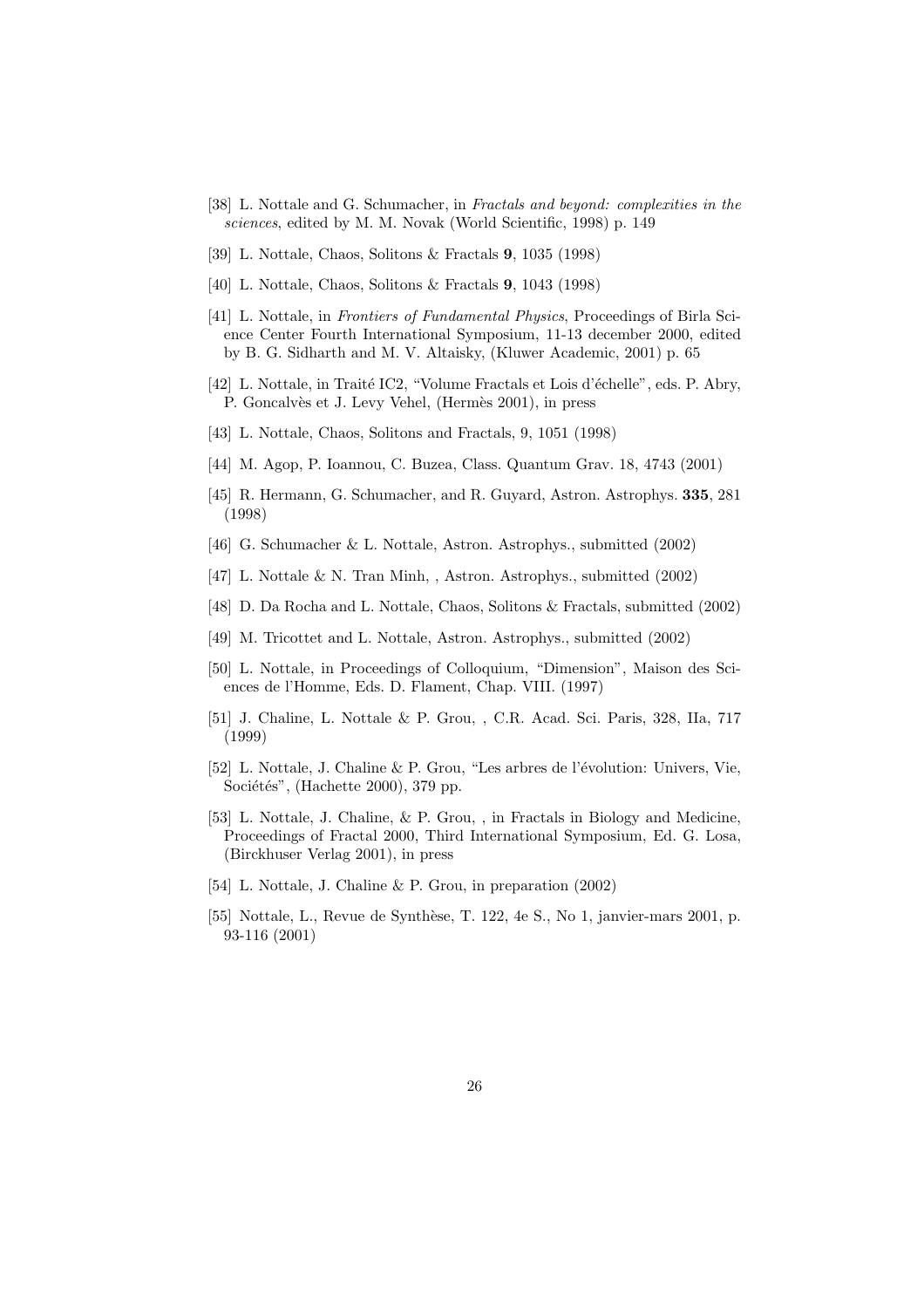[38] L. Nottale and G. Schumacher, in *Fractals and beyond: complexities in the sciences*, edited by M. M. Novak (World Scientific, 1998) p. 149

[39] L. Nottale, Chaos, Solitons & Fractals **9**, 1035 (1998)

[40] L. Nottale, Chaos, Solitons & Fractals **9**, 1043 (1998)

[41] L. Nottale, in *Frontiers of Fundamental Physics*, Proceedings of Birla Science Center Fourth International Symposium, 11-13 december 2000, edited by B. G. Sidharth and M. V. Altaisky, (Kluwer Academic, 2001) p. 65

[42] L. Nottale, in Traité IC2, "Volume Fractals et Lois d'échelle", eds. P. Abry, P. Goncalvès et J. Levy Vehel, (Hermès 2001), in press

[43] L. Nottale, Chaos, Solitons and Fractals, 9, 1051 (1998)

[44] M. Agop, P. Ioannou, C. Buzea, Class. Quantum Grav. 18, 4743 (2001)

[45] R. Hermann, G. Schumacher, and R. Guyard, Astron. Astrophys. **335**, 281 (1998)

[46] G. Schumacher & L. Nottale, Astron. Astrophys., submitted (2002)

[47] L. Nottale & N. Tran Minh, , Astron. Astrophys., submitted (2002)

[48] D. Da Rocha and L. Nottale, Chaos, Solitons & Fractals, submitted (2002)

[49] M. Tricottet and L. Nottale, Astron. Astrophys., submitted (2002)

[50] L. Nottale, in Proceedings of Colloquium, "Dimension", Maison des Sciences de l'Homme, Eds. D. Flament, Chap. VIII. (1997)

[51] J. Chaline, L. Nottale & P. Grou, , C.R. Acad. Sci. Paris, 328, IIa, 717 (1999)

[52] L. Nottale, J. Chaline & P. Grou, "Les arbres de l'évolution: Univers, Vie, Sociétés", (Hachette 2000), 379 pp.

[53] L. Nottale, J. Chaline, & P. Grou, , in Fractals in Biology and Medicine, Proceedings of Fractal 2000, Third International Symposium, Ed. G. Losa, (Birckhuser Verlag 2001), in press

[54] L. Nottale, J. Chaline & P. Grou, in preparation (2002)

[55] Nottale, L., Revue de Synthèse, T. 122, 4e S., No 1, janvier-mars 2001, p. 93-116 (2001)